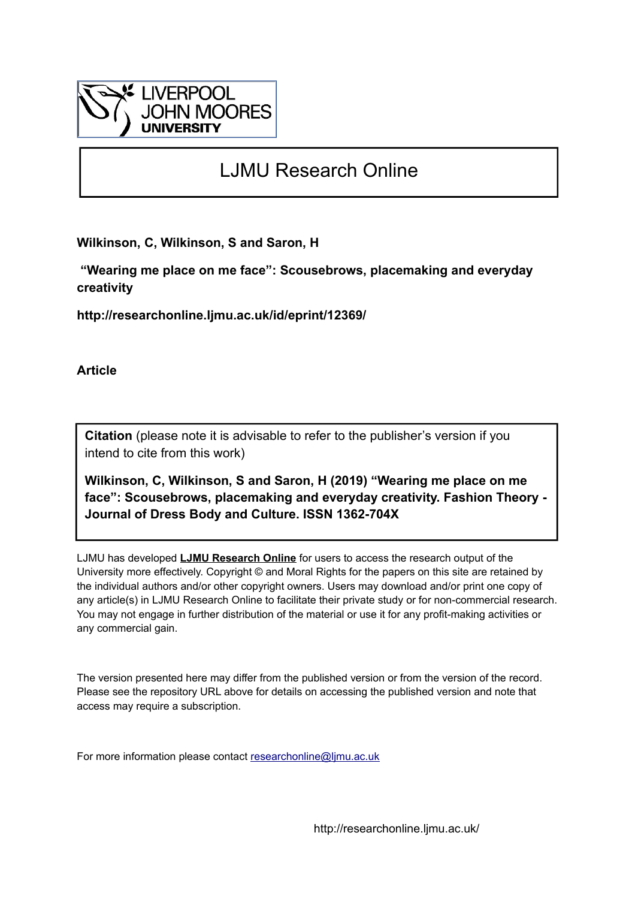LIVERPOOL JOHN MOORES UNIVERSITY

# LJMU Research Online

**Wilkinson, C, Wilkinson, S and Saron, H**

**"Wearing me place on me face": Scousebrows, placemaking and everyday creativity**

**http://researchonline.ljmu.ac.uk/id/eprint/12369/**

**Article**

**Citation** (please note it is advisable to refer to the publisher's version if you intend to cite from this work)

**Wilkinson, C, Wilkinson, S and Saron, H (2019) "Wearing me place on me face": Scousebrows, placemaking and everyday creativity. Fashion Theory - Journal of Dress Body and Culture. ISSN 1362-704X**

LJMU has developed **LJMU Research Online** for users to access the research output of the University more effectively. Copyright © and Moral Rights for the papers on this site are retained by the individual authors and/or other copyright owners. Users may download and/or print one copy of any article(s) in LJMU Research Online to facilitate their private study or for non-commercial research. You may not engage in further distribution of the material or use it for any profit-making activities or any commercial gain.

The version presented here may differ from the published version or from the version of the record. Please see the repository URL above for details on accessing the published version and note that access may require a subscription.

For more information please contact researchonline@ljmu.ac.uk

http://researchonline.ljmu.ac.uk/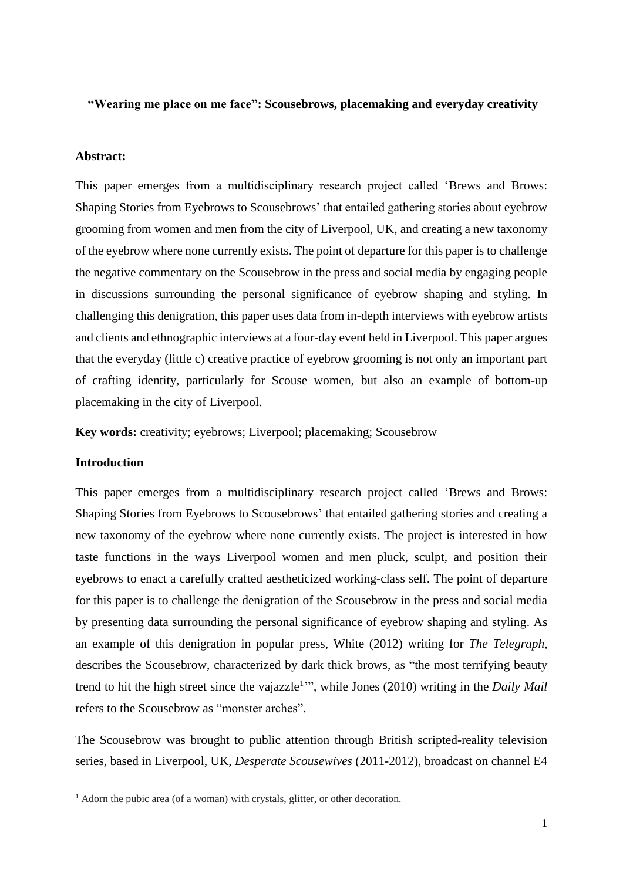**"Wearing me place on me face": Scousebrows, placemaking and everyday creativity**

**Abstract:**

This paper emerges from a multidisciplinary research project called 'Brews and Brows: Shaping Stories from Eyebrows to Scousebrows' that entailed gathering stories about eyebrow grooming from women and men from the city of Liverpool, UK, and creating a new taxonomy of the eyebrow where none currently exists. The point of departure for this paper is to challenge the negative commentary on the Scousebrow in the press and social media by engaging people in discussions surrounding the personal significance of eyebrow shaping and styling. In challenging this denigration, this paper uses data from in-depth interviews with eyebrow artists and clients and ethnographic interviews at a four-day event held in Liverpool. This paper argues that the everyday (little c) creative practice of eyebrow grooming is not only an important part of crafting identity, particularly for Scouse women, but also an example of bottom-up placemaking in the city of Liverpool.

**Key words:** creativity; eyebrows; Liverpool; placemaking; Scousebrow

**Introduction**

This paper emerges from a multidisciplinary research project called 'Brews and Brows: Shaping Stories from Eyebrows to Scousebrows' that entailed gathering stories and creating a new taxonomy of the eyebrow where none currently exists. The project is interested in how taste functions in the ways Liverpool women and men pluck, sculpt, and position their eyebrows to enact a carefully crafted aestheticized working-class self. The point of departure for this paper is to challenge the denigration of the Scousebrow in the press and social media by presenting data surrounding the personal significance of eyebrow shaping and styling. As an example of this denigration in popular press, White (2012) writing for *The Telegraph*, describes the Scousebrow, characterized by dark thick brows, as "the most terrifying beauty trend to hit the high street since the vajazzle[1]", while Jones (2010) writing in the *Daily Mail* refers to the Scousebrow as "monster arches".

The Scousebrow was brought to public attention through British scripted-reality television series, based in Liverpool, UK, *Desperate Scousewives* (2011-2012), broadcast on channel E4

[1] Adorn the pubic area (of a woman) with crystals, glitter, or other decoration.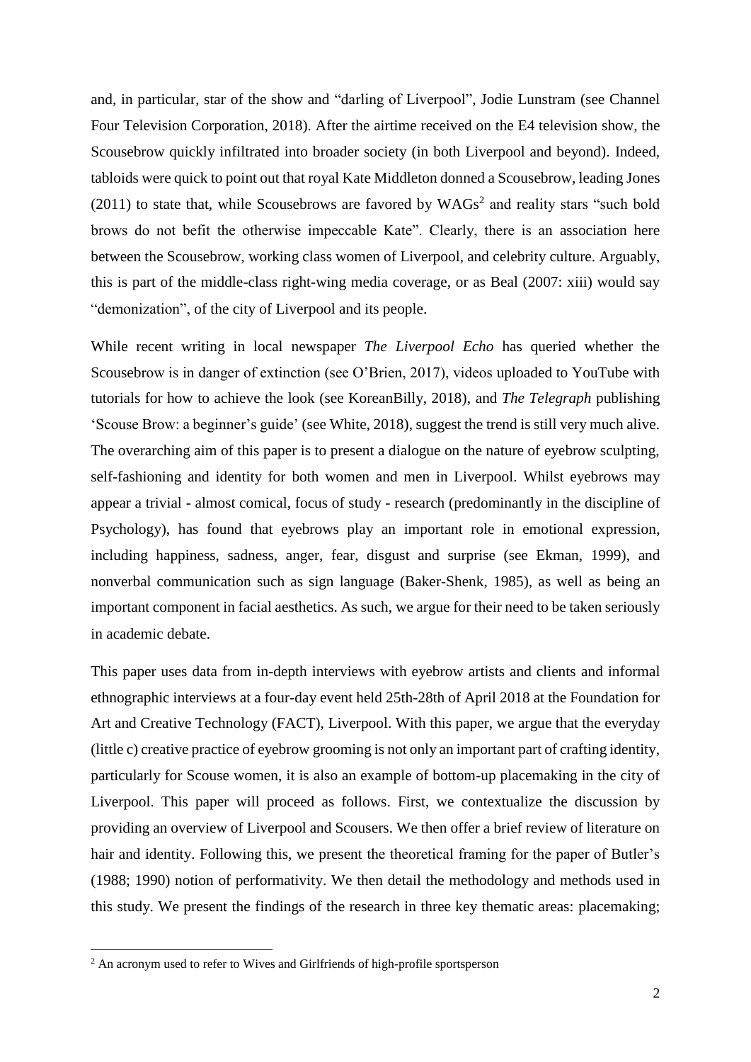and, in particular, star of the show and "darling of Liverpool", Jodie Lunstram (see Channel Four Television Corporation, 2018). After the airtime received on the E4 television show, the Scousebrow quickly infiltrated into broader society (in both Liverpool and beyond). Indeed, tabloids were quick to point out that royal Kate Middleton donned a Scousebrow, leading Jones (2011) to state that, while Scousebrows are favored by WAGs[2] and reality stars "such bold brows do not befit the otherwise impeccable Kate". Clearly, there is an association here between the Scousebrow, working class women of Liverpool, and celebrity culture. Arguably, this is part of the middle-class right-wing media coverage, or as Beal (2007: xiii) would say "demonization", of the city of Liverpool and its people.

While recent writing in local newspaper *The Liverpool Echo* has queried whether the Scousebrow is in danger of extinction (see O'Brien, 2017), videos uploaded to YouTube with tutorials for how to achieve the look (see KoreanBilly, 2018), and *The Telegraph* publishing 'Scouse Brow: a beginner's guide' (see White, 2018), suggest the trend is still very much alive. The overarching aim of this paper is to present a dialogue on the nature of eyebrow sculpting, self-fashioning and identity for both women and men in Liverpool. Whilst eyebrows may appear a trivial - almost comical, focus of study - research (predominantly in the discipline of Psychology), has found that eyebrows play an important role in emotional expression, including happiness, sadness, anger, fear, disgust and surprise (see Ekman, 1999), and nonverbal communication such as sign language (Baker-Shenk, 1985), as well as being an important component in facial aesthetics. As such, we argue for their need to be taken seriously in academic debate.

This paper uses data from in-depth interviews with eyebrow artists and clients and informal ethnographic interviews at a four-day event held 25th-28th of April 2018 at the Foundation for Art and Creative Technology (FACT), Liverpool. With this paper, we argue that the everyday (little c) creative practice of eyebrow grooming is not only an important part of crafting identity, particularly for Scouse women, it is also an example of bottom-up placemaking in the city of Liverpool. This paper will proceed as follows. First, we contextualize the discussion by providing an overview of Liverpool and Scousers. We then offer a brief review of literature on hair and identity. Following this, we present the theoretical framing for the paper of Butler's (1988; 1990) notion of performativity. We then detail the methodology and methods used in this study. We present the findings of the research in three key thematic areas: placemaking;

[2] An acronym used to refer to Wives and Girlfriends of high-profile sportsperson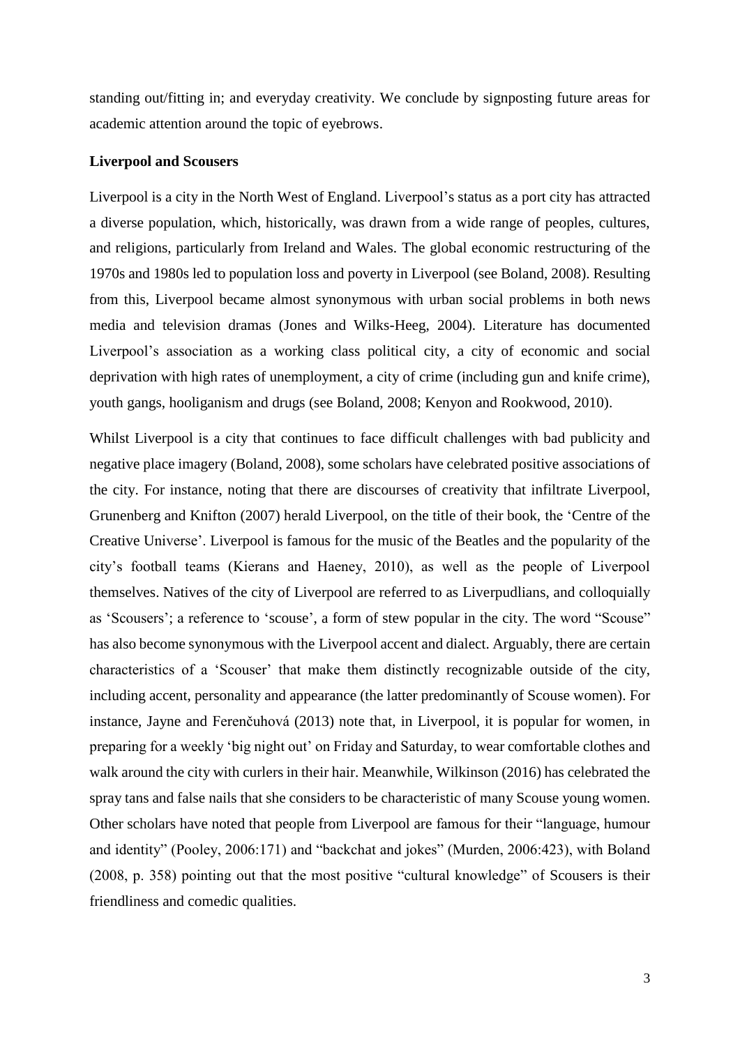standing out/fitting in; and everyday creativity. We conclude by signposting future areas for academic attention around the topic of eyebrows.

## Liverpool and Scousers

Liverpool is a city in the North West of England. Liverpool's status as a port city has attracted a diverse population, which, historically, was drawn from a wide range of peoples, cultures, and religions, particularly from Ireland and Wales. The global economic restructuring of the 1970s and 1980s led to population loss and poverty in Liverpool (see Boland, 2008). Resulting from this, Liverpool became almost synonymous with urban social problems in both news media and television dramas (Jones and Wilks-Heeg, 2004). Literature has documented Liverpool's association as a working class political city, a city of economic and social deprivation with high rates of unemployment, a city of crime (including gun and knife crime), youth gangs, hooliganism and drugs (see Boland, 2008; Kenyon and Rookwood, 2010).

Whilst Liverpool is a city that continues to face difficult challenges with bad publicity and negative place imagery (Boland, 2008), some scholars have celebrated positive associations of the city. For instance, noting that there are discourses of creativity that infiltrate Liverpool, Grunenberg and Knifton (2007) herald Liverpool, on the title of their book, the 'Centre of the Creative Universe'. Liverpool is famous for the music of the Beatles and the popularity of the city's football teams (Kierans and Haeney, 2010), as well as the people of Liverpool themselves. Natives of the city of Liverpool are referred to as Liverpudlians, and colloquially as 'Scousers'; a reference to 'scouse', a form of stew popular in the city. The word "Scouse" has also become synonymous with the Liverpool accent and dialect. Arguably, there are certain characteristics of a 'Scouser' that make them distinctly recognizable outside of the city, including accent, personality and appearance (the latter predominantly of Scouse women). For instance, Jayne and Ferenčuhová (2013) note that, in Liverpool, it is popular for women, in preparing for a weekly 'big night out' on Friday and Saturday, to wear comfortable clothes and walk around the city with curlers in their hair. Meanwhile, Wilkinson (2016) has celebrated the spray tans and false nails that she considers to be characteristic of many Scouse young women. Other scholars have noted that people from Liverpool are famous for their "language, humour and identity" (Pooley, 2006:171) and "backchat and jokes" (Murden, 2006:423), with Boland (2008, p. 358) pointing out that the most positive "cultural knowledge" of Scousers is their friendliness and comedic qualities.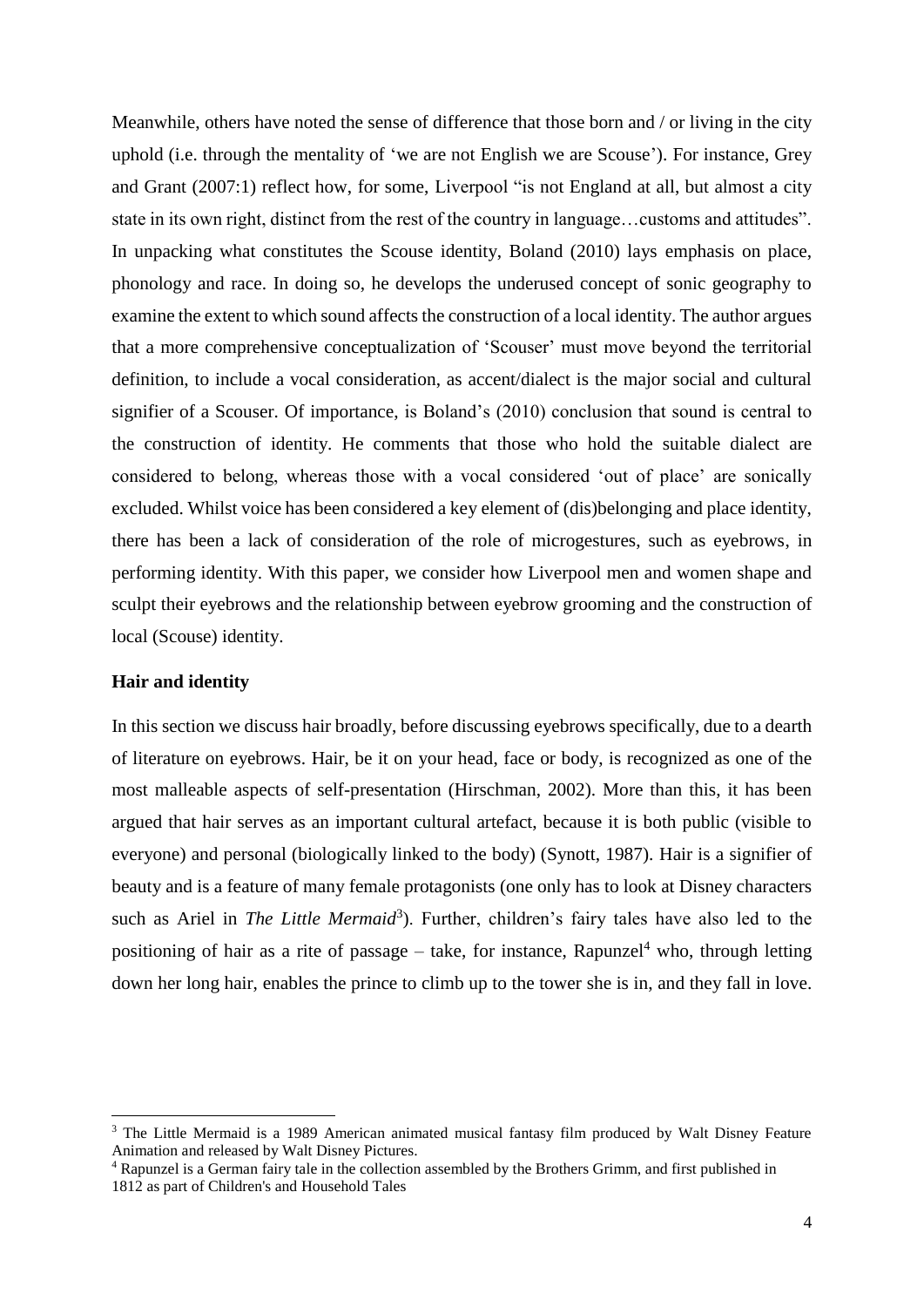Meanwhile, others have noted the sense of difference that those born and / or living in the city uphold (i.e. through the mentality of 'we are not English we are Scouse'). For instance, Grey and Grant (2007:1) reflect how, for some, Liverpool "is not England at all, but almost a city state in its own right, distinct from the rest of the country in language…customs and attitudes". In unpacking what constitutes the Scouse identity, Boland (2010) lays emphasis on place, phonology and race. In doing so, he develops the underused concept of sonic geography to examine the extent to which sound affects the construction of a local identity. The author argues that a more comprehensive conceptualization of 'Scouser' must move beyond the territorial definition, to include a vocal consideration, as accent/dialect is the major social and cultural signifier of a Scouser. Of importance, is Boland's (2010) conclusion that sound is central to the construction of identity. He comments that those who hold the suitable dialect are considered to belong, whereas those with a vocal considered 'out of place' are sonically excluded. Whilst voice has been considered a key element of (dis)belonging and place identity, there has been a lack of consideration of the role of microgestures, such as eyebrows, in performing identity. With this paper, we consider how Liverpool men and women shape and sculpt their eyebrows and the relationship between eyebrow grooming and the construction of local (Scouse) identity.

**Hair and identity**

In this section we discuss hair broadly, before discussing eyebrows specifically, due to a dearth of literature on eyebrows. Hair, be it on your head, face or body, is recognized as one of the most malleable aspects of self-presentation (Hirschman, 2002). More than this, it has been argued that hair serves as an important cultural artefact, because it is both public (visible to everyone) and personal (biologically linked to the body) (Synott, 1987). Hair is a signifier of beauty and is a feature of many female protagonists (one only has to look at Disney characters such as Ariel in *The Little Mermaid*[3]). Further, children's fairy tales have also led to the positioning of hair as a rite of passage – take, for instance, Rapunzel[4] who, through letting down her long hair, enables the prince to climb up to the tower she is in, and they fall in love.

---

[3] The Little Mermaid is a 1989 American animated musical fantasy film produced by Walt Disney Feature Animation and released by Walt Disney Pictures.

[4] Rapunzel is a German fairy tale in the collection assembled by the Brothers Grimm, and first published in 1812 as part of Children's and Household Tales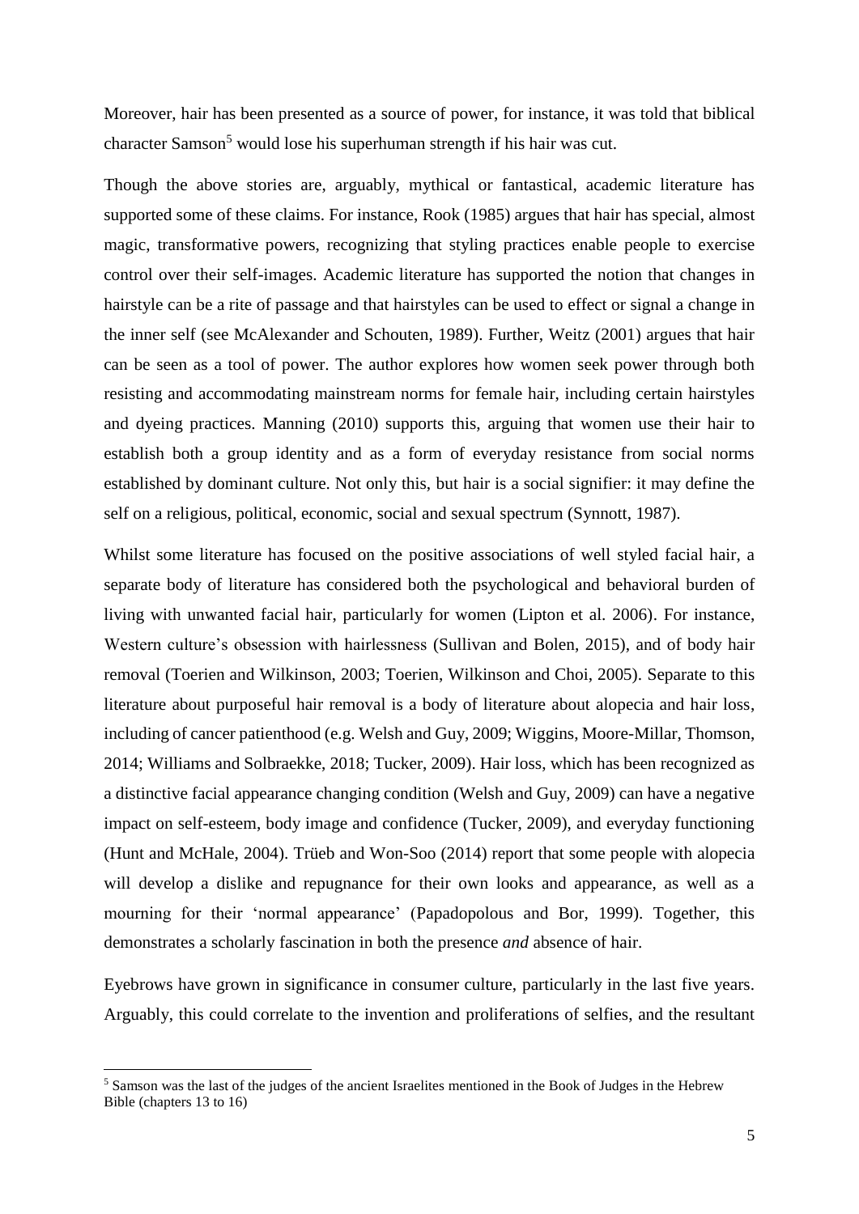Moreover, hair has been presented as a source of power, for instance, it was told that biblical character Samson[5] would lose his superhuman strength if his hair was cut.

Though the above stories are, arguably, mythical or fantastical, academic literature has supported some of these claims. For instance, Rook (1985) argues that hair has special, almost magic, transformative powers, recognizing that styling practices enable people to exercise control over their self-images. Academic literature has supported the notion that changes in hairstyle can be a rite of passage and that hairstyles can be used to effect or signal a change in the inner self (see McAlexander and Schouten, 1989). Further, Weitz (2001) argues that hair can be seen as a tool of power. The author explores how women seek power through both resisting and accommodating mainstream norms for female hair, including certain hairstyles and dyeing practices. Manning (2010) supports this, arguing that women use their hair to establish both a group identity and as a form of everyday resistance from social norms established by dominant culture. Not only this, but hair is a social signifier: it may define the self on a religious, political, economic, social and sexual spectrum (Synnott, 1987).

Whilst some literature has focused on the positive associations of well styled facial hair, a separate body of literature has considered both the psychological and behavioral burden of living with unwanted facial hair, particularly for women (Lipton et al. 2006). For instance, Western culture's obsession with hairlessness (Sullivan and Bolen, 2015), and of body hair removal (Toerien and Wilkinson, 2003; Toerien, Wilkinson and Choi, 2005). Separate to this literature about purposeful hair removal is a body of literature about alopecia and hair loss, including of cancer patienthood (e.g. Welsh and Guy, 2009; Wiggins, Moore-Millar, Thomson, 2014; Williams and Solbraekke, 2018; Tucker, 2009). Hair loss, which has been recognized as a distinctive facial appearance changing condition (Welsh and Guy, 2009) can have a negative impact on self-esteem, body image and confidence (Tucker, 2009), and everyday functioning (Hunt and McHale, 2004). Trüeb and Won-Soo (2014) report that some people with alopecia will develop a dislike and repugnance for their own looks and appearance, as well as a mourning for their 'normal appearance' (Papadopolous and Bor, 1999). Together, this demonstrates a scholarly fascination in both the presence *and* absence of hair.

Eyebrows have grown in significance in consumer culture, particularly in the last five years. Arguably, this could correlate to the invention and proliferations of selfies, and the resultant

[5] Samson was the last of the judges of the ancient Israelites mentioned in the Book of Judges in the Hebrew Bible (chapters 13 to 16)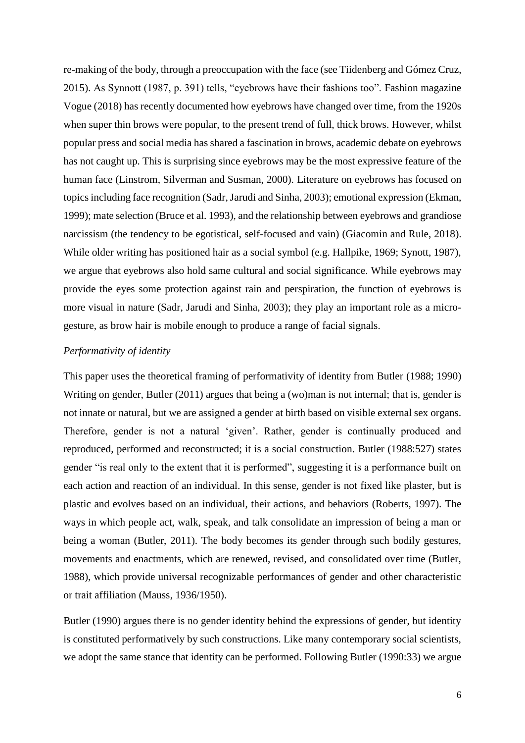re-making of the body, through a preoccupation with the face (see Tiidenberg and Gómez Cruz, 2015). As Synnott (1987, p. 391) tells, "eyebrows have their fashions too". Fashion magazine Vogue (2018) has recently documented how eyebrows have changed over time, from the 1920s when super thin brows were popular, to the present trend of full, thick brows. However, whilst popular press and social media has shared a fascination in brows, academic debate on eyebrows has not caught up. This is surprising since eyebrows may be the most expressive feature of the human face (Linstrom, Silverman and Susman, 2000). Literature on eyebrows has focused on topics including face recognition (Sadr, Jarudi and Sinha, 2003); emotional expression (Ekman, 1999); mate selection (Bruce et al. 1993), and the relationship between eyebrows and grandiose narcissism (the tendency to be egotistical, self-focused and vain) (Giacomin and Rule, 2018). While older writing has positioned hair as a social symbol (e.g. Hallpike, 1969; Synott, 1987), we argue that eyebrows also hold same cultural and social significance. While eyebrows may provide the eyes some protection against rain and perspiration, the function of eyebrows is more visual in nature (Sadr, Jarudi and Sinha, 2003); they play an important role as a micro-gesture, as brow hair is mobile enough to produce a range of facial signals.

*Performativity of identity*

This paper uses the theoretical framing of performativity of identity from Butler (1988; 1990) Writing on gender, Butler (2011) argues that being a (wo)man is not internal; that is, gender is not innate or natural, but we are assigned a gender at birth based on visible external sex organs. Therefore, gender is not a natural 'given'. Rather, gender is continually produced and reproduced, performed and reconstructed; it is a social construction. Butler (1988:527) states gender "is real only to the extent that it is performed", suggesting it is a performance built on each action and reaction of an individual. In this sense, gender is not fixed like plaster, but is plastic and evolves based on an individual, their actions, and behaviors (Roberts, 1997). The ways in which people act, walk, speak, and talk consolidate an impression of being a man or being a woman (Butler, 2011). The body becomes its gender through such bodily gestures, movements and enactments, which are renewed, revised, and consolidated over time (Butler, 1988), which provide universal recognizable performances of gender and other characteristic or trait affiliation (Mauss, 1936/1950).

Butler (1990) argues there is no gender identity behind the expressions of gender, but identity is constituted performatively by such constructions. Like many contemporary social scientists, we adopt the same stance that identity can be performed. Following Butler (1990:33) we argue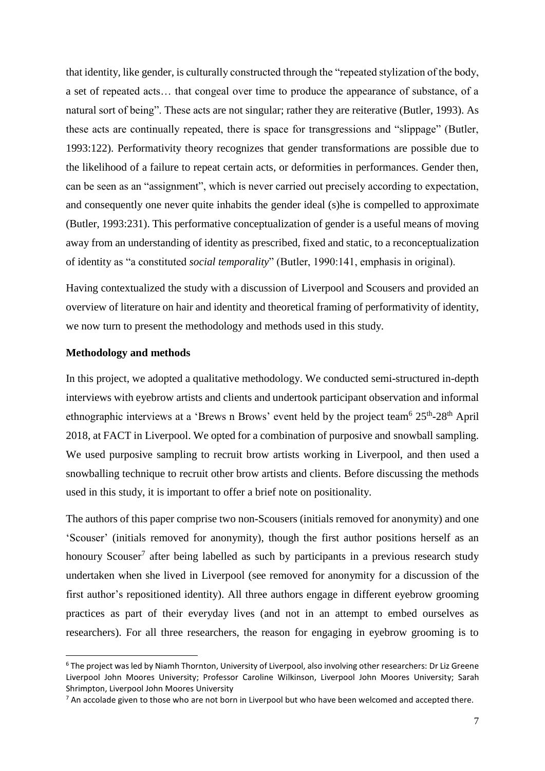that identity, like gender, is culturally constructed through the "repeated stylization of the body, a set of repeated acts… that congeal over time to produce the appearance of substance, of a natural sort of being". These acts are not singular; rather they are reiterative (Butler, 1993). As these acts are continually repeated, there is space for transgressions and "slippage" (Butler, 1993:122). Performativity theory recognizes that gender transformations are possible due to the likelihood of a failure to repeat certain acts, or deformities in performances. Gender then, can be seen as an "assignment", which is never carried out precisely according to expectation, and consequently one never quite inhabits the gender ideal (s)he is compelled to approximate (Butler, 1993:231). This performative conceptualization of gender is a useful means of moving away from an understanding of identity as prescribed, fixed and static, to a reconceptualization of identity as "a constituted *social temporality*" (Butler, 1990:141, emphasis in original).

Having contextualized the study with a discussion of Liverpool and Scousers and provided an overview of literature on hair and identity and theoretical framing of performativity of identity, we now turn to present the methodology and methods used in this study.

**Methodology and methods**

In this project, we adopted a qualitative methodology. We conducted semi-structured in-depth interviews with eyebrow artists and clients and undertook participant observation and informal ethnographic interviews at a 'Brews n Brows' event held by the project team[6] 25th-28th April 2018, at FACT in Liverpool. We opted for a combination of purposive and snowball sampling. We used purposive sampling to recruit brow artists working in Liverpool, and then used a snowballing technique to recruit other brow artists and clients. Before discussing the methods used in this study, it is important to offer a brief note on positionality.

The authors of this paper comprise two non-Scousers (initials removed for anonymity) and one 'Scouser' (initials removed for anonymity), though the first author positions herself as an honoury Scouser[7] after being labelled as such by participants in a previous research study undertaken when she lived in Liverpool (see removed for anonymity for a discussion of the first author's repositioned identity). All three authors engage in different eyebrow grooming practices as part of their everyday lives (and not in an attempt to embed ourselves as researchers). For all three researchers, the reason for engaging in eyebrow grooming is to

---

[6] The project was led by Niamh Thornton, University of Liverpool, also involving other researchers: Dr Liz Greene Liverpool John Moores University; Professor Caroline Wilkinson, Liverpool John Moores University; Sarah Shrimpton, Liverpool John Moores University

[7] An accolade given to those who are not born in Liverpool but who have been welcomed and accepted there.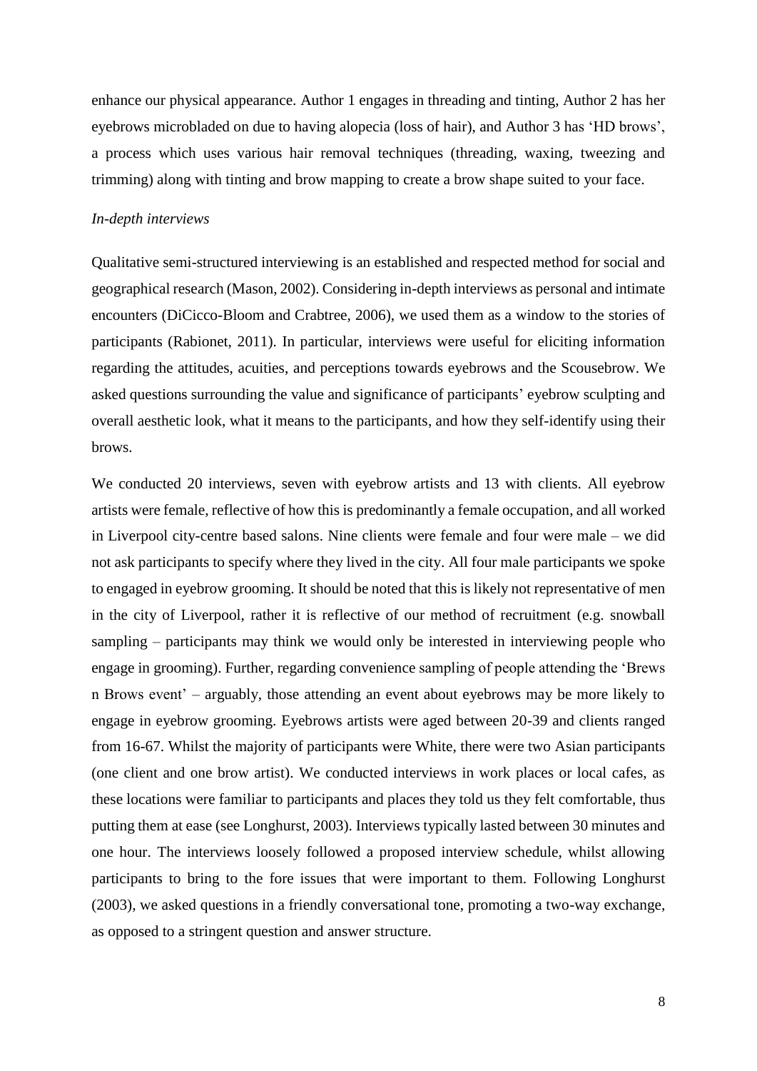enhance our physical appearance. Author 1 engages in threading and tinting, Author 2 has her eyebrows microbladed on due to having alopecia (loss of hair), and Author 3 has 'HD brows', a process which uses various hair removal techniques (threading, waxing, tweezing and trimming) along with tinting and brow mapping to create a brow shape suited to your face.

*In-depth interviews*

Qualitative semi-structured interviewing is an established and respected method for social and geographical research (Mason, 2002). Considering in-depth interviews as personal and intimate encounters (DiCicco-Bloom and Crabtree, 2006), we used them as a window to the stories of participants (Rabionet, 2011). In particular, interviews were useful for eliciting information regarding the attitudes, acuities, and perceptions towards eyebrows and the Scousebrow. We asked questions surrounding the value and significance of participants' eyebrow sculpting and overall aesthetic look, what it means to the participants, and how they self-identify using their brows.

We conducted 20 interviews, seven with eyebrow artists and 13 with clients. All eyebrow artists were female, reflective of how this is predominantly a female occupation, and all worked in Liverpool city-centre based salons. Nine clients were female and four were male – we did not ask participants to specify where they lived in the city. All four male participants we spoke to engaged in eyebrow grooming. It should be noted that this is likely not representative of men in the city of Liverpool, rather it is reflective of our method of recruitment (e.g. snowball sampling – participants may think we would only be interested in interviewing people who engage in grooming). Further, regarding convenience sampling of people attending the 'Brews n Brows event' – arguably, those attending an event about eyebrows may be more likely to engage in eyebrow grooming. Eyebrows artists were aged between 20-39 and clients ranged from 16-67. Whilst the majority of participants were White, there were two Asian participants (one client and one brow artist). We conducted interviews in work places or local cafes, as these locations were familiar to participants and places they told us they felt comfortable, thus putting them at ease (see Longhurst, 2003). Interviews typically lasted between 30 minutes and one hour. The interviews loosely followed a proposed interview schedule, whilst allowing participants to bring to the fore issues that were important to them. Following Longhurst (2003), we asked questions in a friendly conversational tone, promoting a two-way exchange, as opposed to a stringent question and answer structure.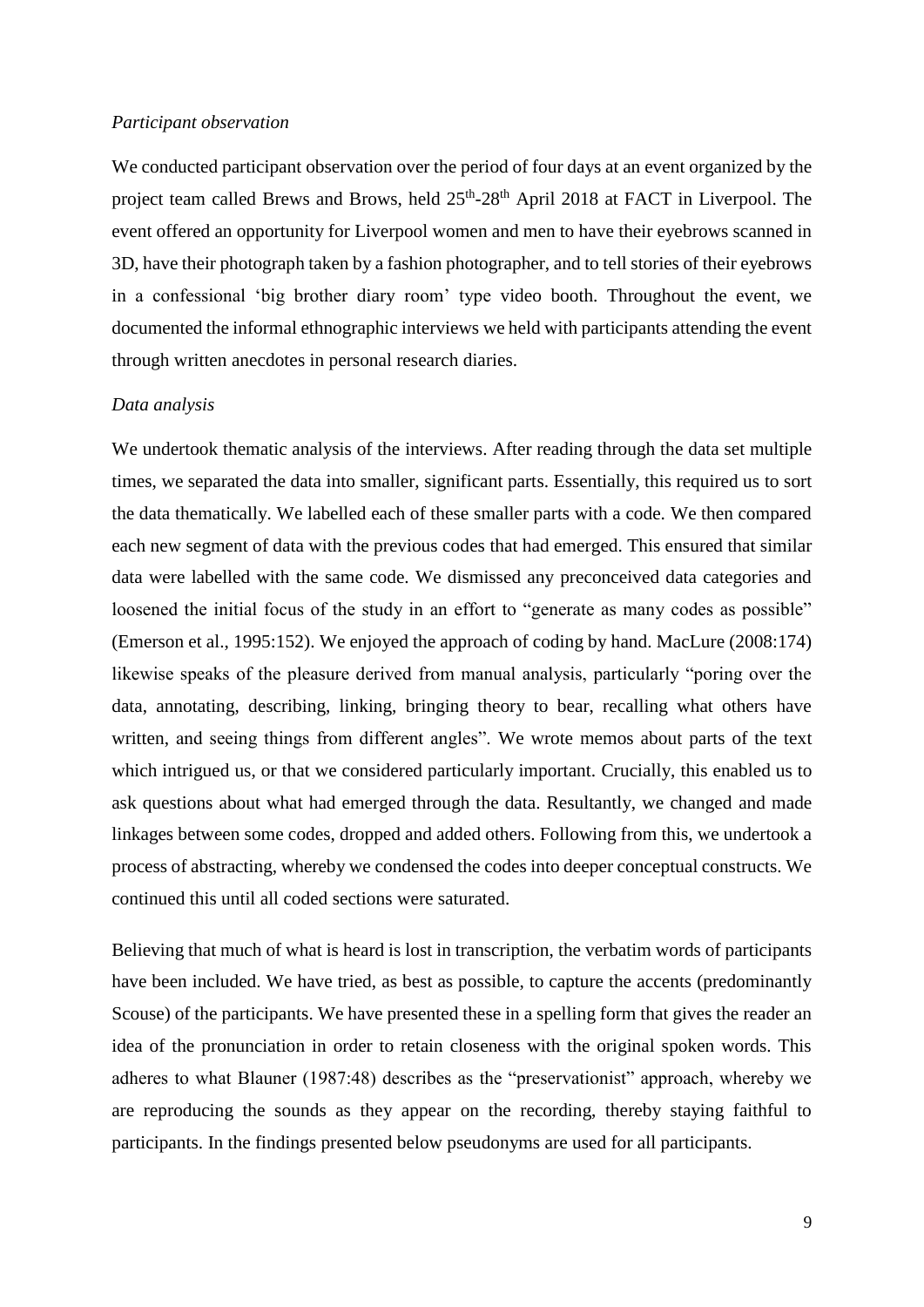*Participant observation*

We conducted participant observation over the period of four days at an event organized by the project team called Brews and Brows, held 25th-28th April 2018 at FACT in Liverpool. The event offered an opportunity for Liverpool women and men to have their eyebrows scanned in 3D, have their photograph taken by a fashion photographer, and to tell stories of their eyebrows in a confessional 'big brother diary room' type video booth. Throughout the event, we documented the informal ethnographic interviews we held with participants attending the event through written anecdotes in personal research diaries.

*Data analysis*

We undertook thematic analysis of the interviews. After reading through the data set multiple times, we separated the data into smaller, significant parts. Essentially, this required us to sort the data thematically. We labelled each of these smaller parts with a code. We then compared each new segment of data with the previous codes that had emerged. This ensured that similar data were labelled with the same code. We dismissed any preconceived data categories and loosened the initial focus of the study in an effort to "generate as many codes as possible" (Emerson et al., 1995:152). We enjoyed the approach of coding by hand. MacLure (2008:174) likewise speaks of the pleasure derived from manual analysis, particularly "poring over the data, annotating, describing, linking, bringing theory to bear, recalling what others have written, and seeing things from different angles". We wrote memos about parts of the text which intrigued us, or that we considered particularly important. Crucially, this enabled us to ask questions about what had emerged through the data. Resultantly, we changed and made linkages between some codes, dropped and added others. Following from this, we undertook a process of abstracting, whereby we condensed the codes into deeper conceptual constructs. We continued this until all coded sections were saturated.

Believing that much of what is heard is lost in transcription, the verbatim words of participants have been included. We have tried, as best as possible, to capture the accents (predominantly Scouse) of the participants. We have presented these in a spelling form that gives the reader an idea of the pronunciation in order to retain closeness with the original spoken words. This adheres to what Blauner (1987:48) describes as the "preservationist" approach, whereby we are reproducing the sounds as they appear on the recording, thereby staying faithful to participants. In the findings presented below pseudonyms are used for all participants.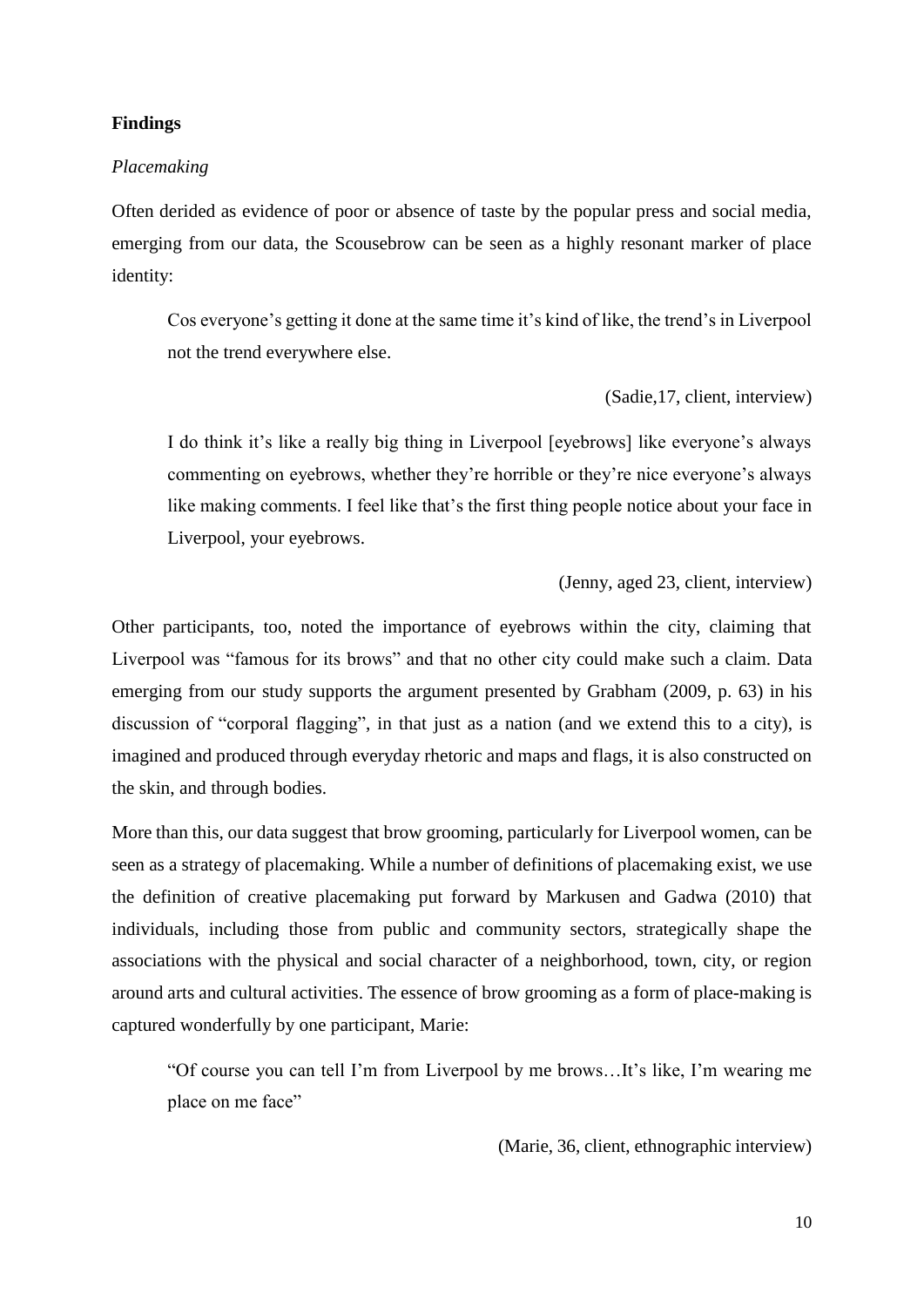## Findings

### *Placemaking*

Often derided as evidence of poor or absence of taste by the popular press and social media, emerging from our data, the Scousebrow can be seen as a highly resonant marker of place identity:

> Cos everyone's getting it done at the same time it's kind of like, the trend's in Liverpool not the trend everywhere else.
>
> (Sadie,17, client, interview)

> I do think it's like a really big thing in Liverpool [eyebrows] like everyone's always commenting on eyebrows, whether they're horrible or they're nice everyone's always like making comments. I feel like that's the first thing people notice about your face in Liverpool, your eyebrows.
>
> (Jenny, aged 23, client, interview)

Other participants, too, noted the importance of eyebrows within the city, claiming that Liverpool was "famous for its brows" and that no other city could make such a claim. Data emerging from our study supports the argument presented by Grabham (2009, p. 63) in his discussion of "corporal flagging", in that just as a nation (and we extend this to a city), is imagined and produced through everyday rhetoric and maps and flags, it is also constructed on the skin, and through bodies.

More than this, our data suggest that brow grooming, particularly for Liverpool women, can be seen as a strategy of placemaking. While a number of definitions of placemaking exist, we use the definition of creative placemaking put forward by Markusen and Gadwa (2010) that individuals, including those from public and community sectors, strategically shape the associations with the physical and social character of a neighborhood, town, city, or region around arts and cultural activities. The essence of brow grooming as a form of place-making is captured wonderfully by one participant, Marie:

> "Of course you can tell I'm from Liverpool by me brows…It's like, I'm wearing me place on me face"
>
> (Marie, 36, client, ethnographic interview)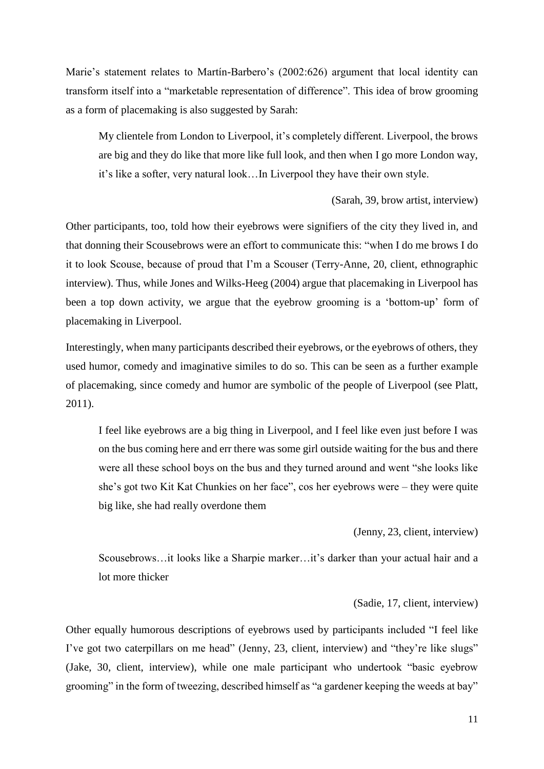Marie's statement relates to Martín-Barbero's (2002:626) argument that local identity can transform itself into a "marketable representation of difference". This idea of brow grooming as a form of placemaking is also suggested by Sarah:

> My clientele from London to Liverpool, it's completely different. Liverpool, the brows are big and they do like that more like full look, and then when I go more London way, it's like a softer, very natural look…In Liverpool they have their own style.
>
> (Sarah, 39, brow artist, interview)

Other participants, too, told how their eyebrows were signifiers of the city they lived in, and that donning their Scousebrows were an effort to communicate this: "when I do me brows I do it to look Scouse, because of proud that I'm a Scouser (Terry-Anne, 20, client, ethnographic interview). Thus, while Jones and Wilks-Heeg (2004) argue that placemaking in Liverpool has been a top down activity, we argue that the eyebrow grooming is a 'bottom-up' form of placemaking in Liverpool.

Interestingly, when many participants described their eyebrows, or the eyebrows of others, they used humor, comedy and imaginative similes to do so. This can be seen as a further example of placemaking, since comedy and humor are symbolic of the people of Liverpool (see Platt, 2011).

> I feel like eyebrows are a big thing in Liverpool, and I feel like even just before I was on the bus coming here and err there was some girl outside waiting for the bus and there were all these school boys on the bus and they turned around and went "she looks like she's got two Kit Kat Chunkies on her face", cos her eyebrows were – they were quite big like, she had really overdone them
>
> (Jenny, 23, client, interview)

> Scousebrows…it looks like a Sharpie marker…it's darker than your actual hair and a lot more thicker
>
> (Sadie, 17, client, interview)

Other equally humorous descriptions of eyebrows used by participants included "I feel like I've got two caterpillars on me head" (Jenny, 23, client, interview) and "they're like slugs" (Jake, 30, client, interview), while one male participant who undertook "basic eyebrow grooming" in the form of tweezing, described himself as "a gardener keeping the weeds at bay"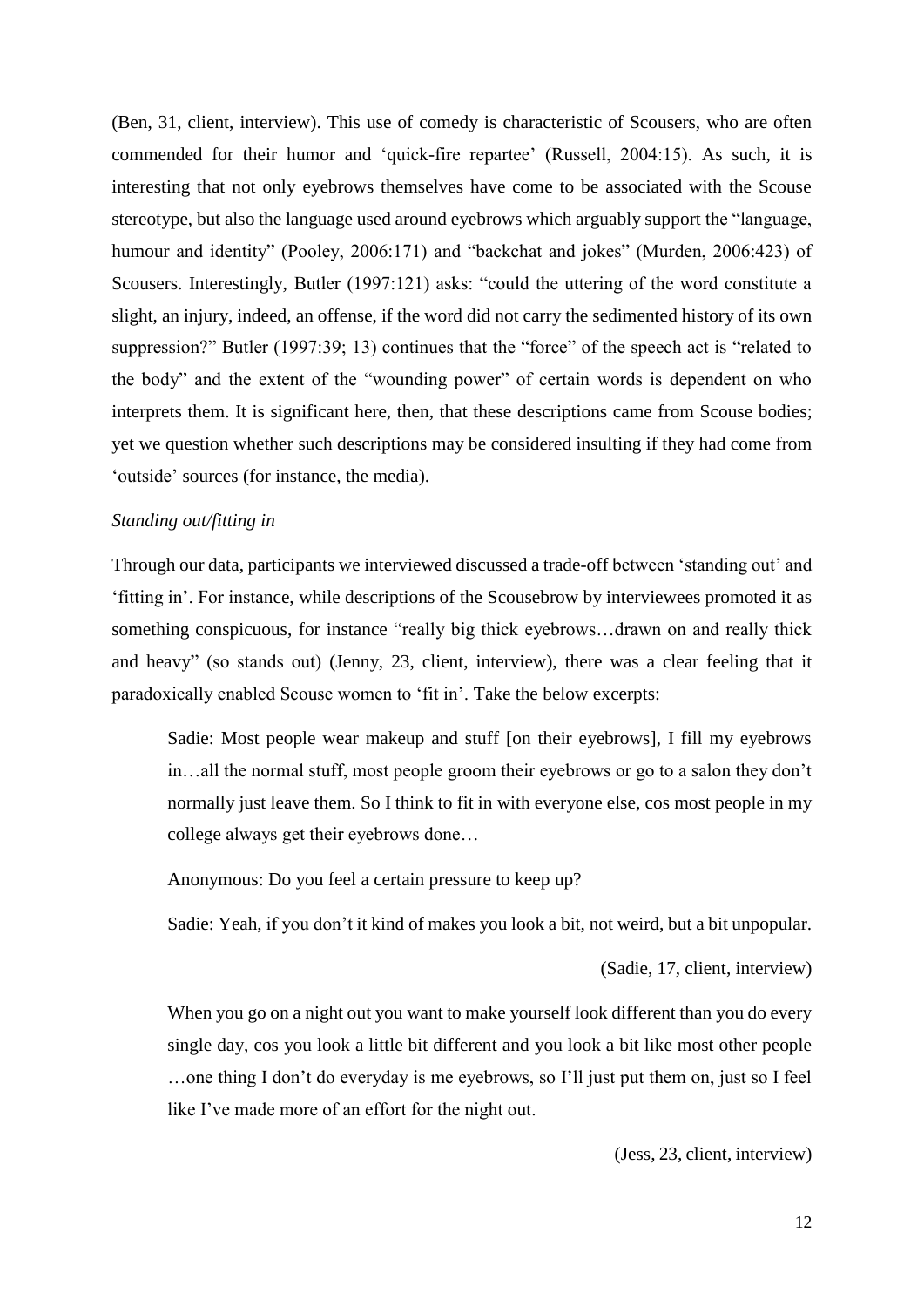(Ben, 31, client, interview). This use of comedy is characteristic of Scousers, who are often commended for their humor and 'quick-fire repartee' (Russell, 2004:15). As such, it is interesting that not only eyebrows themselves have come to be associated with the Scouse stereotype, but also the language used around eyebrows which arguably support the "language, humour and identity" (Pooley, 2006:171) and "backchat and jokes" (Murden, 2006:423) of Scousers. Interestingly, Butler (1997:121) asks: "could the uttering of the word constitute a slight, an injury, indeed, an offense, if the word did not carry the sedimented history of its own suppression?" Butler (1997:39; 13) continues that the "force" of the speech act is "related to the body" and the extent of the "wounding power" of certain words is dependent on who interprets them. It is significant here, then, that these descriptions came from Scouse bodies; yet we question whether such descriptions may be considered insulting if they had come from 'outside' sources (for instance, the media).

*Standing out/fitting in*

Through our data, participants we interviewed discussed a trade-off between 'standing out' and 'fitting in'. For instance, while descriptions of the Scousebrow by interviewees promoted it as something conspicuous, for instance "really big thick eyebrows…drawn on and really thick and heavy" (so stands out) (Jenny, 23, client, interview), there was a clear feeling that it paradoxically enabled Scouse women to 'fit in'. Take the below excerpts:

> Sadie: Most people wear makeup and stuff [on their eyebrows], I fill my eyebrows in…all the normal stuff, most people groom their eyebrows or go to a salon they don't normally just leave them. So I think to fit in with everyone else, cos most people in my college always get their eyebrows done…
>
> Anonymous: Do you feel a certain pressure to keep up?
>
> Sadie: Yeah, if you don't it kind of makes you look a bit, not weird, but a bit unpopular.
>
> (Sadie, 17, client, interview)

> When you go on a night out you want to make yourself look different than you do every single day, cos you look a little bit different and you look a bit like most other people …one thing I don't do everyday is me eyebrows, so I'll just put them on, just so I feel like I've made more of an effort for the night out.
>
> (Jess, 23, client, interview)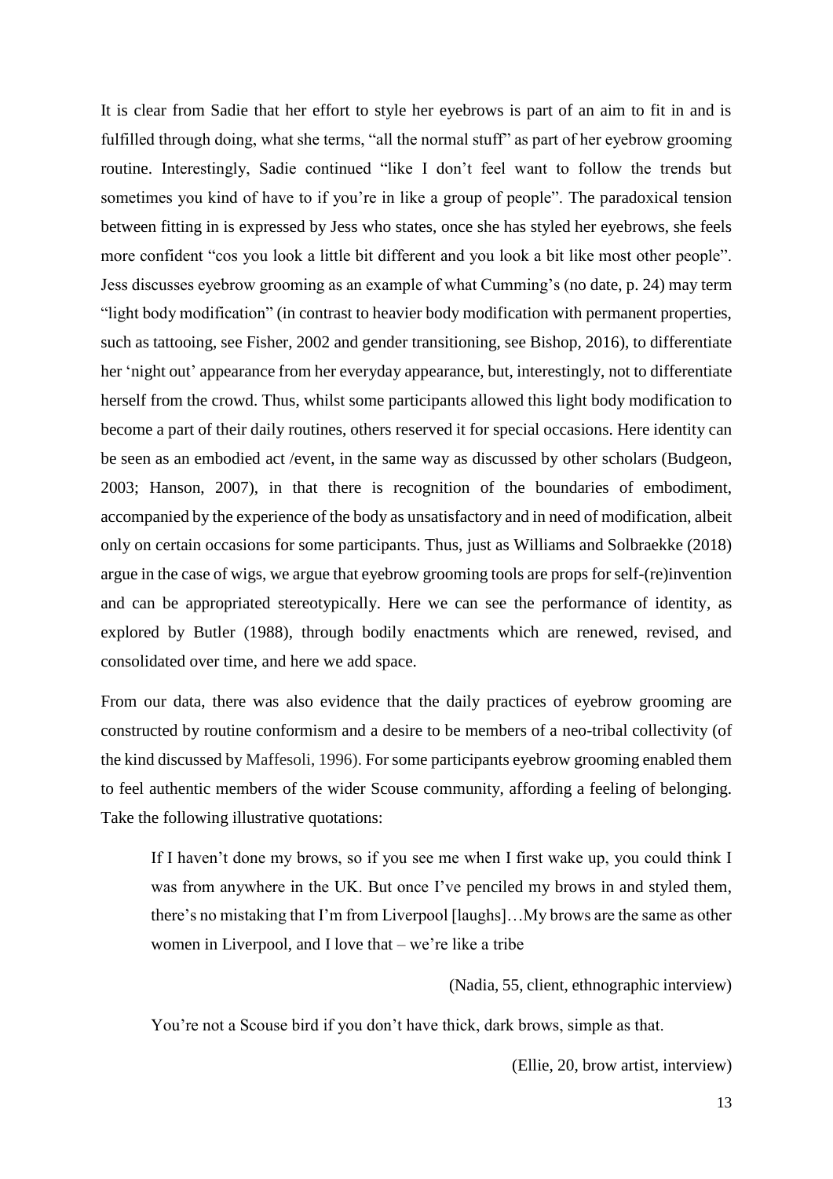It is clear from Sadie that her effort to style her eyebrows is part of an aim to fit in and is fulfilled through doing, what she terms, "all the normal stuff" as part of her eyebrow grooming routine. Interestingly, Sadie continued "like I don't feel want to follow the trends but sometimes you kind of have to if you're in like a group of people". The paradoxical tension between fitting in is expressed by Jess who states, once she has styled her eyebrows, she feels more confident "cos you look a little bit different and you look a bit like most other people". Jess discusses eyebrow grooming as an example of what Cumming's (no date, p. 24) may term "light body modification" (in contrast to heavier body modification with permanent properties, such as tattooing, see Fisher, 2002 and gender transitioning, see Bishop, 2016), to differentiate her 'night out' appearance from her everyday appearance, but, interestingly, not to differentiate herself from the crowd. Thus, whilst some participants allowed this light body modification to become a part of their daily routines, others reserved it for special occasions. Here identity can be seen as an embodied act /event, in the same way as discussed by other scholars (Budgeon, 2003; Hanson, 2007), in that there is recognition of the boundaries of embodiment, accompanied by the experience of the body as unsatisfactory and in need of modification, albeit only on certain occasions for some participants. Thus, just as Williams and Solbraekke (2018) argue in the case of wigs, we argue that eyebrow grooming tools are props for self-(re)invention and can be appropriated stereotypically. Here we can see the performance of identity, as explored by Butler (1988), through bodily enactments which are renewed, revised, and consolidated over time, and here we add space.

From our data, there was also evidence that the daily practices of eyebrow grooming are constructed by routine conformism and a desire to be members of a neo-tribal collectivity (of the kind discussed by Maffesoli, 1996). For some participants eyebrow grooming enabled them to feel authentic members of the wider Scouse community, affording a feeling of belonging. Take the following illustrative quotations:

> If I haven't done my brows, so if you see me when I first wake up, you could think I was from anywhere in the UK. But once I've penciled my brows in and styled them, there's no mistaking that I'm from Liverpool [laughs]…My brows are the same as other women in Liverpool, and I love that – we're like a tribe
>
> (Nadia, 55, client, ethnographic interview)

> You're not a Scouse bird if you don't have thick, dark brows, simple as that.
>
> (Ellie, 20, brow artist, interview)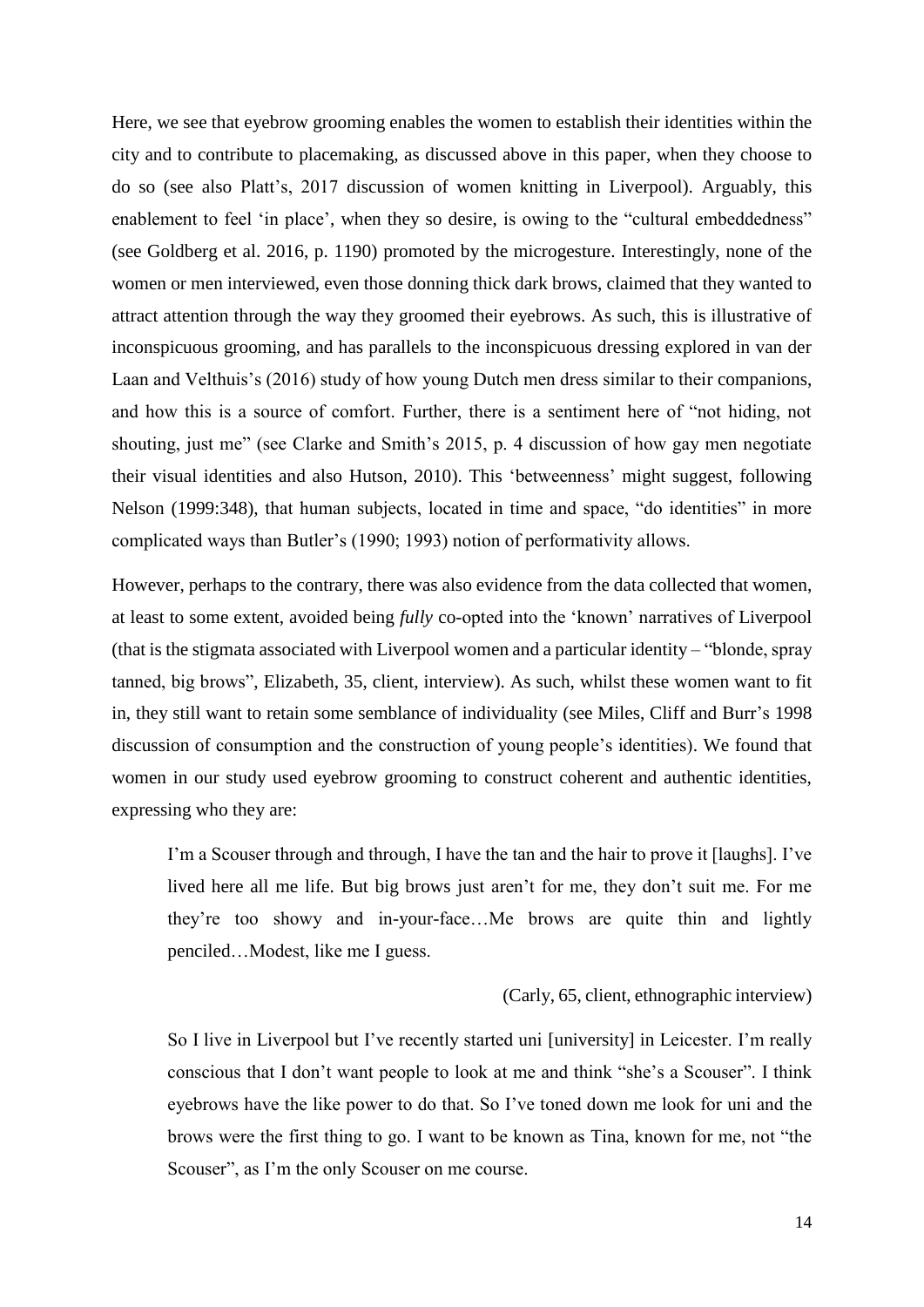Here, we see that eyebrow grooming enables the women to establish their identities within the city and to contribute to placemaking, as discussed above in this paper, when they choose to do so (see also Platt's, 2017 discussion of women knitting in Liverpool). Arguably, this enablement to feel 'in place', when they so desire, is owing to the "cultural embeddedness" (see Goldberg et al. 2016, p. 1190) promoted by the microgesture. Interestingly, none of the women or men interviewed, even those donning thick dark brows, claimed that they wanted to attract attention through the way they groomed their eyebrows. As such, this is illustrative of inconspicuous grooming, and has parallels to the inconspicuous dressing explored in van der Laan and Velthuis's (2016) study of how young Dutch men dress similar to their companions, and how this is a source of comfort. Further, there is a sentiment here of "not hiding, not shouting, just me" (see Clarke and Smith's 2015, p. 4 discussion of how gay men negotiate their visual identities and also Hutson, 2010). This 'betweenness' might suggest, following Nelson (1999:348), that human subjects, located in time and space, "do identities" in more complicated ways than Butler's (1990; 1993) notion of performativity allows.

However, perhaps to the contrary, there was also evidence from the data collected that women, at least to some extent, avoided being *fully* co-opted into the 'known' narratives of Liverpool (that is the stigmata associated with Liverpool women and a particular identity – "blonde, spray tanned, big brows", Elizabeth, 35, client, interview). As such, whilst these women want to fit in, they still want to retain some semblance of individuality (see Miles, Cliff and Burr's 1998 discussion of consumption and the construction of young people's identities). We found that women in our study used eyebrow grooming to construct coherent and authentic identities, expressing who they are:

> I'm a Scouser through and through, I have the tan and the hair to prove it [laughs]. I've lived here all me life. But big brows just aren't for me, they don't suit me. For me they're too showy and in-your-face…Me brows are quite thin and lightly penciled…Modest, like me I guess.
>
> (Carly, 65, client, ethnographic interview)

> So I live in Liverpool but I've recently started uni [university] in Leicester. I'm really conscious that I don't want people to look at me and think "she's a Scouser". I think eyebrows have the like power to do that. So I've toned down me look for uni and the brows were the first thing to go. I want to be known as Tina, known for me, not "the Scouser", as I'm the only Scouser on me course.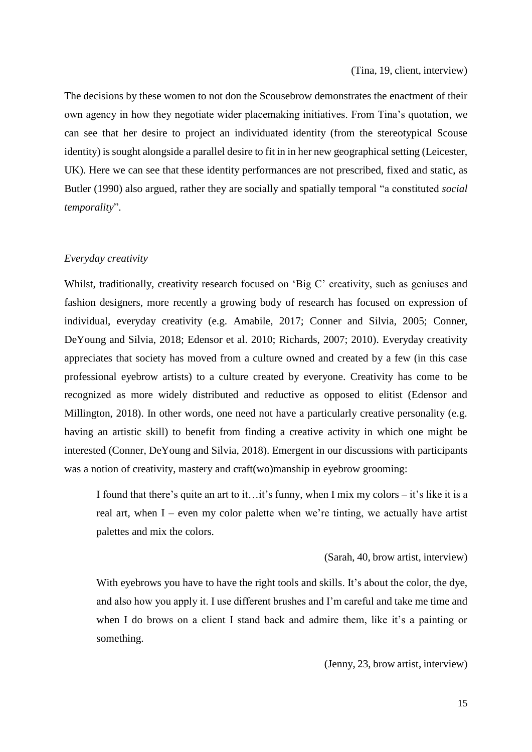(Tina, 19, client, interview)

The decisions by these women to not don the Scousebrow demonstrates the enactment of their own agency in how they negotiate wider placemaking initiatives. From Tina's quotation, we can see that her desire to project an individuated identity (from the stereotypical Scouse identity) is sought alongside a parallel desire to fit in in her new geographical setting (Leicester, UK). Here we can see that these identity performances are not prescribed, fixed and static, as Butler (1990) also argued, rather they are socially and spatially temporal "a constituted *social temporality*".

### *Everyday creativity*

Whilst, traditionally, creativity research focused on 'Big C' creativity, such as geniuses and fashion designers, more recently a growing body of research has focused on expression of individual, everyday creativity (e.g. Amabile, 2017; Conner and Silvia, 2005; Conner, DeYoung and Silvia, 2018; Edensor et al. 2010; Richards, 2007; 2010). Everyday creativity appreciates that society has moved from a culture owned and created by a few (in this case professional eyebrow artists) to a culture created by everyone. Creativity has come to be recognized as more widely distributed and reductive as opposed to elitist (Edensor and Millington, 2018). In other words, one need not have a particularly creative personality (e.g. having an artistic skill) to benefit from finding a creative activity in which one might be interested (Conner, DeYoung and Silvia, 2018). Emergent in our discussions with participants was a notion of creativity, mastery and craft(wo)manship in eyebrow grooming:

> I found that there's quite an art to it…it's funny, when I mix my colors – it's like it is a real art, when I – even my color palette when we're tinting, we actually have artist palettes and mix the colors.
>
> (Sarah, 40, brow artist, interview)

> With eyebrows you have to have the right tools and skills. It's about the color, the dye, and also how you apply it. I use different brushes and I'm careful and take me time and when I do brows on a client I stand back and admire them, like it's a painting or something.
>
> (Jenny, 23, brow artist, interview)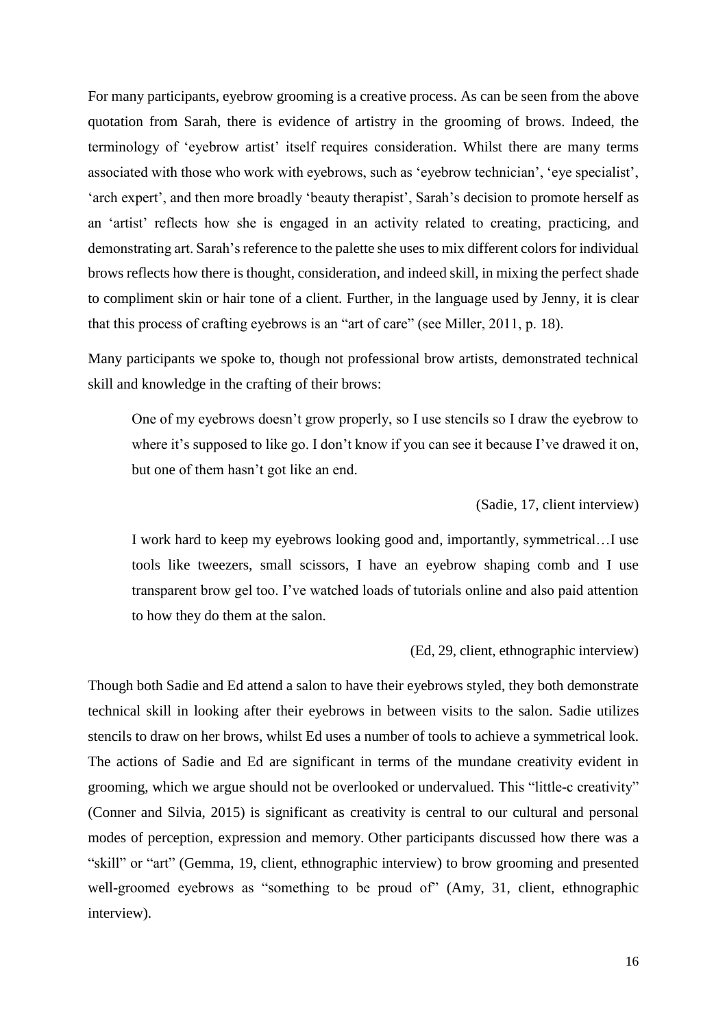For many participants, eyebrow grooming is a creative process. As can be seen from the above quotation from Sarah, there is evidence of artistry in the grooming of brows. Indeed, the terminology of 'eyebrow artist' itself requires consideration. Whilst there are many terms associated with those who work with eyebrows, such as 'eyebrow technician', 'eye specialist', 'arch expert', and then more broadly 'beauty therapist', Sarah's decision to promote herself as an 'artist' reflects how she is engaged in an activity related to creating, practicing, and demonstrating art. Sarah's reference to the palette she uses to mix different colors for individual brows reflects how there is thought, consideration, and indeed skill, in mixing the perfect shade to compliment skin or hair tone of a client. Further, in the language used by Jenny, it is clear that this process of crafting eyebrows is an "art of care" (see Miller, 2011, p. 18).

Many participants we spoke to, though not professional brow artists, demonstrated technical skill and knowledge in the crafting of their brows:

> One of my eyebrows doesn't grow properly, so I use stencils so I draw the eyebrow to where it's supposed to like go. I don't know if you can see it because I've drawed it on, but one of them hasn't got like an end.
>
> (Sadie, 17, client interview)

> I work hard to keep my eyebrows looking good and, importantly, symmetrical…I use tools like tweezers, small scissors, I have an eyebrow shaping comb and I use transparent brow gel too. I've watched loads of tutorials online and also paid attention to how they do them at the salon.
>
> (Ed, 29, client, ethnographic interview)

Though both Sadie and Ed attend a salon to have their eyebrows styled, they both demonstrate technical skill in looking after their eyebrows in between visits to the salon. Sadie utilizes stencils to draw on her brows, whilst Ed uses a number of tools to achieve a symmetrical look. The actions of Sadie and Ed are significant in terms of the mundane creativity evident in grooming, which we argue should not be overlooked or undervalued. This "little-c creativity" (Conner and Silvia, 2015) is significant as creativity is central to our cultural and personal modes of perception, expression and memory. Other participants discussed how there was a "skill" or "art" (Gemma, 19, client, ethnographic interview) to brow grooming and presented well-groomed eyebrows as "something to be proud of" (Amy, 31, client, ethnographic interview).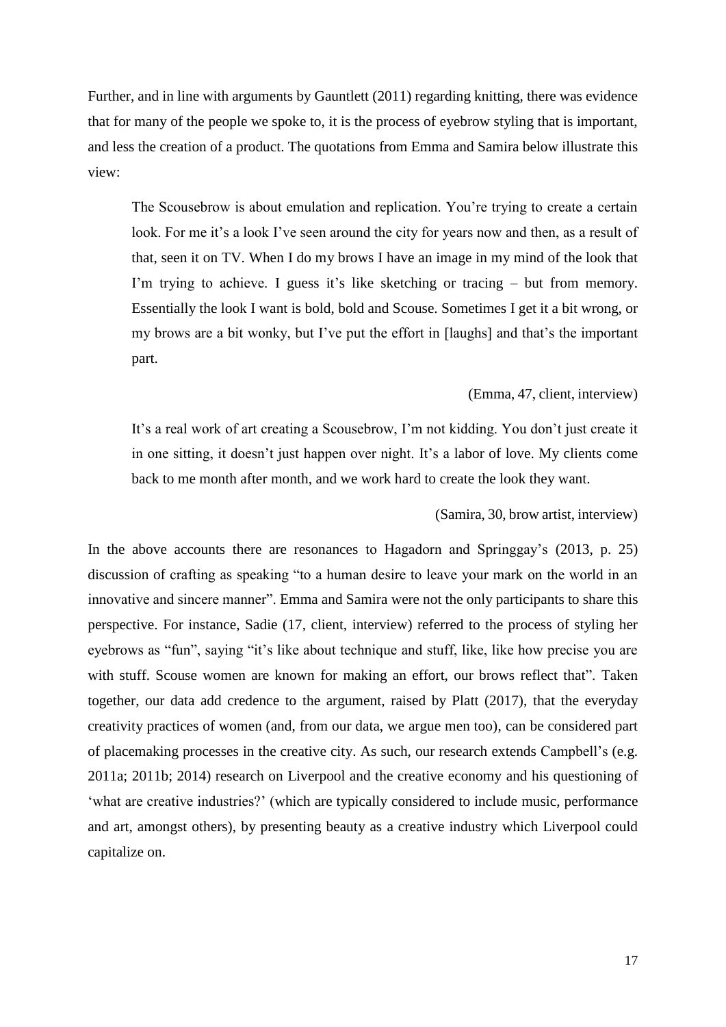Further, and in line with arguments by Gauntlett (2011) regarding knitting, there was evidence that for many of the people we spoke to, it is the process of eyebrow styling that is important, and less the creation of a product. The quotations from Emma and Samira below illustrate this view:

> The Scousebrow is about emulation and replication. You're trying to create a certain look. For me it's a look I've seen around the city for years now and then, as a result of that, seen it on TV. When I do my brows I have an image in my mind of the look that I'm trying to achieve. I guess it's like sketching or tracing – but from memory. Essentially the look I want is bold, bold and Scouse. Sometimes I get it a bit wrong, or my brows are a bit wonky, but I've put the effort in [laughs] and that's the important part.
>
> (Emma, 47, client, interview)

> It's a real work of art creating a Scousebrow, I'm not kidding. You don't just create it in one sitting, it doesn't just happen over night. It's a labor of love. My clients come back to me month after month, and we work hard to create the look they want.
>
> (Samira, 30, brow artist, interview)

In the above accounts there are resonances to Hagadorn and Springgay's (2013, p. 25) discussion of crafting as speaking "to a human desire to leave your mark on the world in an innovative and sincere manner". Emma and Samira were not the only participants to share this perspective. For instance, Sadie (17, client, interview) referred to the process of styling her eyebrows as "fun", saying "it's like about technique and stuff, like, like how precise you are with stuff. Scouse women are known for making an effort, our brows reflect that". Taken together, our data add credence to the argument, raised by Platt (2017), that the everyday creativity practices of women (and, from our data, we argue men too), can be considered part of placemaking processes in the creative city. As such, our research extends Campbell's (e.g. 2011a; 2011b; 2014) research on Liverpool and the creative economy and his questioning of 'what are creative industries?' (which are typically considered to include music, performance and art, amongst others), by presenting beauty as a creative industry which Liverpool could capitalize on.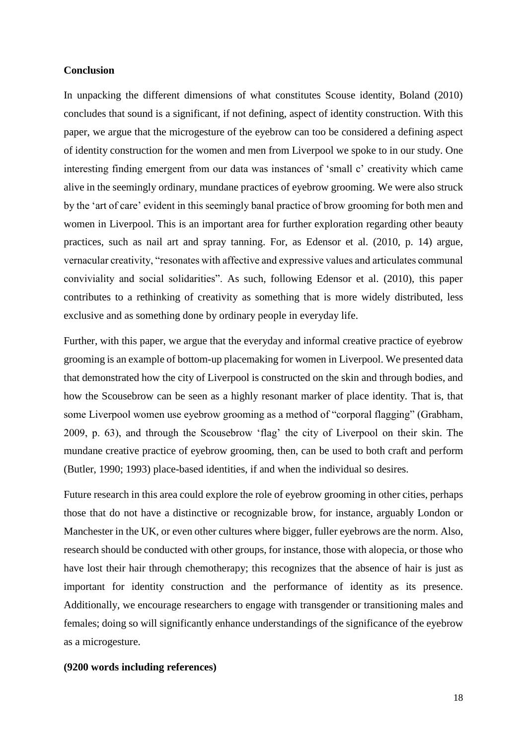**Conclusion**

In unpacking the different dimensions of what constitutes Scouse identity, Boland (2010) concludes that sound is a significant, if not defining, aspect of identity construction. With this paper, we argue that the microgesture of the eyebrow can too be considered a defining aspect of identity construction for the women and men from Liverpool we spoke to in our study. One interesting finding emergent from our data was instances of 'small c' creativity which came alive in the seemingly ordinary, mundane practices of eyebrow grooming. We were also struck by the 'art of care' evident in this seemingly banal practice of brow grooming for both men and women in Liverpool. This is an important area for further exploration regarding other beauty practices, such as nail art and spray tanning. For, as Edensor et al. (2010, p. 14) argue, vernacular creativity, "resonates with affective and expressive values and articulates communal conviviality and social solidarities". As such, following Edensor et al. (2010), this paper contributes to a rethinking of creativity as something that is more widely distributed, less exclusive and as something done by ordinary people in everyday life.

Further, with this paper, we argue that the everyday and informal creative practice of eyebrow grooming is an example of bottom-up placemaking for women in Liverpool. We presented data that demonstrated how the city of Liverpool is constructed on the skin and through bodies, and how the Scousebrow can be seen as a highly resonant marker of place identity. That is, that some Liverpool women use eyebrow grooming as a method of "corporal flagging" (Grabham, 2009, p. 63), and through the Scousebrow 'flag' the city of Liverpool on their skin. The mundane creative practice of eyebrow grooming, then, can be used to both craft and perform (Butler, 1990; 1993) place-based identities, if and when the individual so desires.

Future research in this area could explore the role of eyebrow grooming in other cities, perhaps those that do not have a distinctive or recognizable brow, for instance, arguably London or Manchester in the UK, or even other cultures where bigger, fuller eyebrows are the norm. Also, research should be conducted with other groups, for instance, those with alopecia, or those who have lost their hair through chemotherapy; this recognizes that the absence of hair is just as important for identity construction and the performance of identity as its presence. Additionally, we encourage researchers to engage with transgender or transitioning males and females; doing so will significantly enhance understandings of the significance of the eyebrow as a microgesture.

**(9200 words including references)**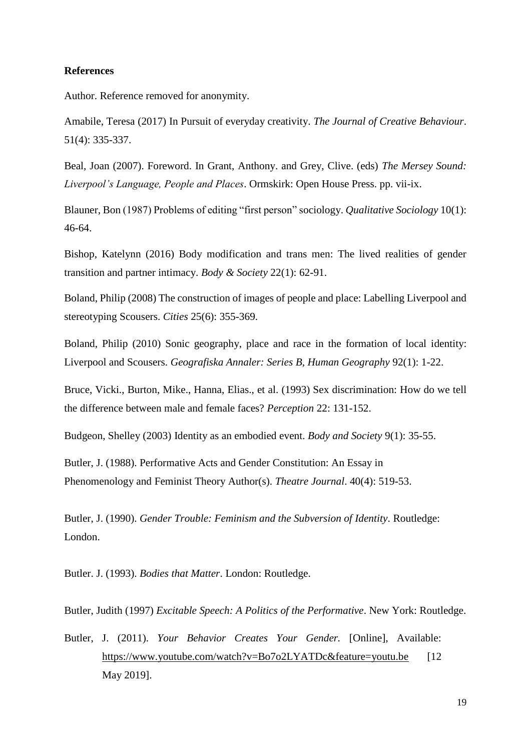**References**

Author. Reference removed for anonymity.

Amabile, Teresa (2017) In Pursuit of everyday creativity. *The Journal of Creative Behaviour*. 51(4): 335-337.

Beal, Joan (2007). Foreword. In Grant, Anthony. and Grey, Clive. (eds) *The Mersey Sound: Liverpool's Language, People and Places*. Ormskirk: Open House Press. pp. vii-ix.

Blauner, Bon (1987) Problems of editing "first person" sociology. *Qualitative Sociology* 10(1): 46-64.

Bishop, Katelynn (2016) Body modification and trans men: The lived realities of gender transition and partner intimacy. *Body & Society* 22(1): 62-91.

Boland, Philip (2008) The construction of images of people and place: Labelling Liverpool and stereotyping Scousers. *Cities* 25(6): 355-369.

Boland, Philip (2010) Sonic geography, place and race in the formation of local identity: Liverpool and Scousers. *Geografiska Annaler: Series B, Human Geography* 92(1): 1-22.

Bruce, Vicki., Burton, Mike., Hanna, Elias., et al. (1993) Sex discrimination: How do we tell the difference between male and female faces? *Perception* 22: 131-152.

Budgeon, Shelley (2003) Identity as an embodied event. *Body and Society* 9(1): 35-55.

Butler, J. (1988). Performative Acts and Gender Constitution: An Essay in Phenomenology and Feminist Theory Author(s). *Theatre Journal*. 40(4): 519-53.

Butler, J. (1990). *Gender Trouble: Feminism and the Subversion of Identity*. Routledge: London.

Butler. J. (1993). *Bodies that Matter*. London: Routledge.

Butler, Judith (1997) *Excitable Speech: A Politics of the Performative*. New York: Routledge.

Butler, J. (2011). *Your Behavior Creates Your Gender.* [Online], Available: https://www.youtube.com/watch?v=Bo7o2LYATDc&feature=youtu.be [12 May 2019].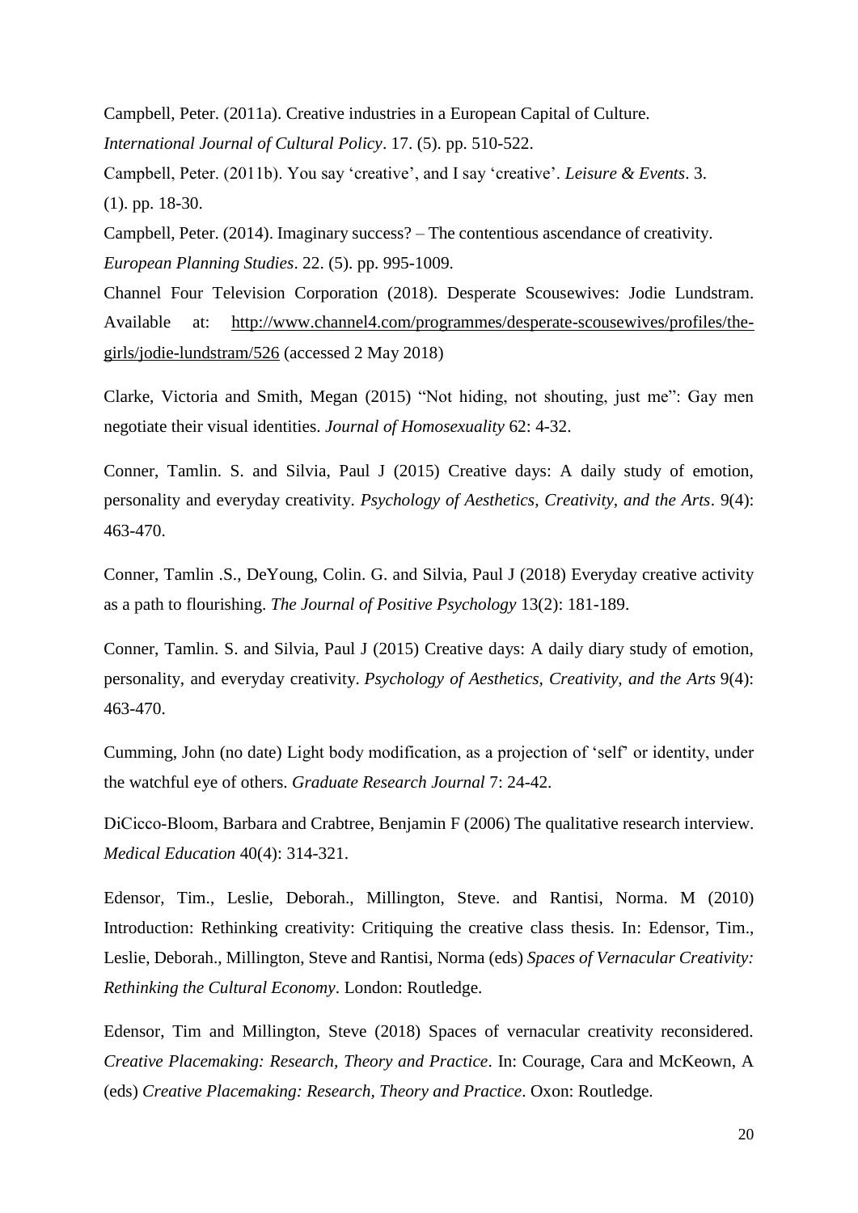Campbell, Peter. (2011a). Creative industries in a European Capital of Culture. *International Journal of Cultural Policy*. 17. (5). pp. 510-522.

Campbell, Peter. (2011b). You say 'creative', and I say 'creative'. *Leisure & Events*. 3. (1). pp. 18-30.

Campbell, Peter. (2014). Imaginary success? – The contentious ascendance of creativity. *European Planning Studies*. 22. (5). pp. 995-1009.

Channel Four Television Corporation (2018). Desperate Scousewives: Jodie Lundstram. Available at: http://www.channel4.com/programmes/desperate-scousewives/profiles/the-girls/jodie-lundstram/526 (accessed 2 May 2018)

Clarke, Victoria and Smith, Megan (2015) "Not hiding, not shouting, just me": Gay men negotiate their visual identities. *Journal of Homosexuality* 62: 4-32.

Conner, Tamlin. S. and Silvia, Paul J (2015) Creative days: A daily study of emotion, personality and everyday creativity. *Psychology of Aesthetics, Creativity, and the Arts*. 9(4): 463-470.

Conner, Tamlin .S., DeYoung, Colin. G. and Silvia, Paul J (2018) Everyday creative activity as a path to flourishing. *The Journal of Positive Psychology* 13(2): 181-189.

Conner, Tamlin. S. and Silvia, Paul J (2015) Creative days: A daily diary study of emotion, personality, and everyday creativity. *Psychology of Aesthetics, Creativity, and the Arts* 9(4): 463-470.

Cumming, John (no date) Light body modification, as a projection of 'self' or identity, under the watchful eye of others. *Graduate Research Journal* 7: 24-42.

DiCicco-Bloom, Barbara and Crabtree, Benjamin F (2006) The qualitative research interview. *Medical Education* 40(4): 314-321.

Edensor, Tim., Leslie, Deborah., Millington, Steve. and Rantisi, Norma. M (2010) Introduction: Rethinking creativity: Critiquing the creative class thesis. In: Edensor, Tim., Leslie, Deborah., Millington, Steve and Rantisi, Norma (eds) *Spaces of Vernacular Creativity: Rethinking the Cultural Economy*. London: Routledge.

Edensor, Tim and Millington, Steve (2018) Spaces of vernacular creativity reconsidered. *Creative Placemaking: Research, Theory and Practice*. In: Courage, Cara and McKeown, A (eds) *Creative Placemaking: Research, Theory and Practice*. Oxon: Routledge.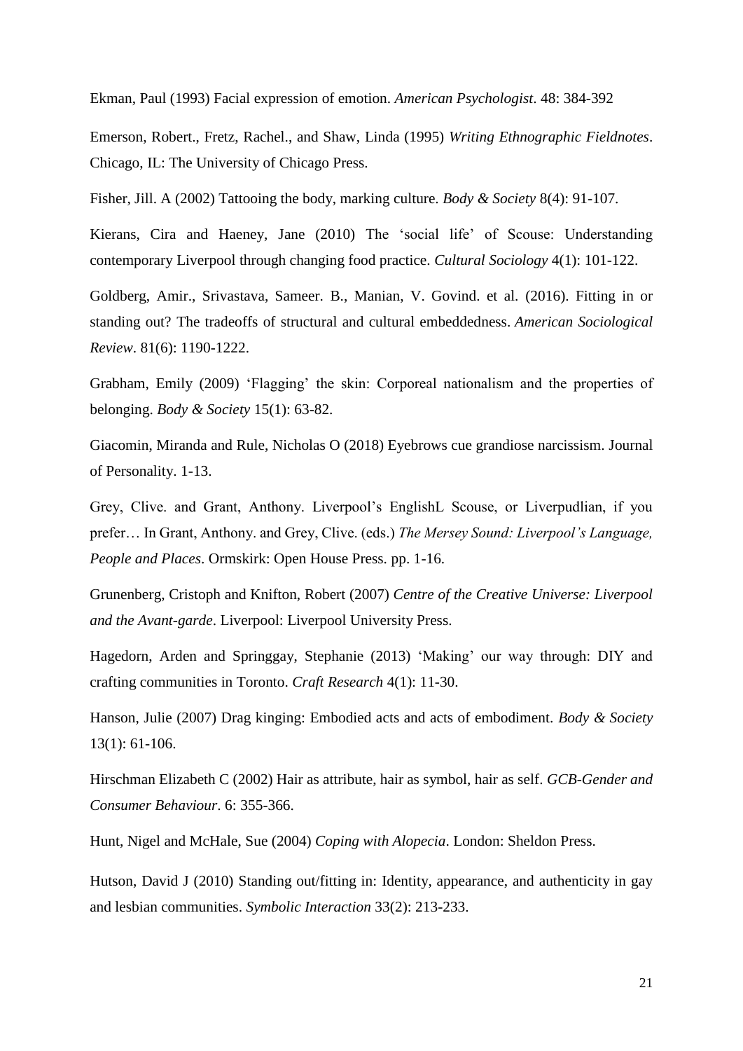Ekman, Paul (1993) Facial expression of emotion. *American Psychologist*. 48: 384-392

Emerson, Robert., Fretz, Rachel., and Shaw, Linda (1995) *Writing Ethnographic Fieldnotes*. Chicago, IL: The University of Chicago Press.

Fisher, Jill. A (2002) Tattooing the body, marking culture. *Body & Society* 8(4): 91-107.

Kierans, Cira and Haeney, Jane (2010) The 'social life' of Scouse: Understanding contemporary Liverpool through changing food practice. *Cultural Sociology* 4(1): 101-122.

Goldberg, Amir., Srivastava, Sameer. B., Manian, V. Govind. et al. (2016). Fitting in or standing out? The tradeoffs of structural and cultural embeddedness. *American Sociological Review*. 81(6): 1190-1222.

Grabham, Emily (2009) 'Flagging' the skin: Corporeal nationalism and the properties of belonging. *Body & Society* 15(1): 63-82.

Giacomin, Miranda and Rule, Nicholas O (2018) Eyebrows cue grandiose narcissism. Journal of Personality. 1-13.

Grey, Clive. and Grant, Anthony. Liverpool's EnglishL Scouse, or Liverpudlian, if you prefer… In Grant, Anthony. and Grey, Clive. (eds.) *The Mersey Sound: Liverpool's Language, People and Places*. Ormskirk: Open House Press. pp. 1-16.

Grunenberg, Cristoph and Knifton, Robert (2007) *Centre of the Creative Universe: Liverpool and the Avant-garde*. Liverpool: Liverpool University Press.

Hagedorn, Arden and Springgay, Stephanie (2013) 'Making' our way through: DIY and crafting communities in Toronto. *Craft Research* 4(1): 11-30.

Hanson, Julie (2007) Drag kinging: Embodied acts and acts of embodiment. *Body & Society* 13(1): 61-106.

Hirschman Elizabeth C (2002) Hair as attribute, hair as symbol, hair as self. *GCB-Gender and Consumer Behaviour*. 6: 355-366.

Hunt, Nigel and McHale, Sue (2004) *Coping with Alopecia*. London: Sheldon Press.

Hutson, David J (2010) Standing out/fitting in: Identity, appearance, and authenticity in gay and lesbian communities. *Symbolic Interaction* 33(2): 213-233.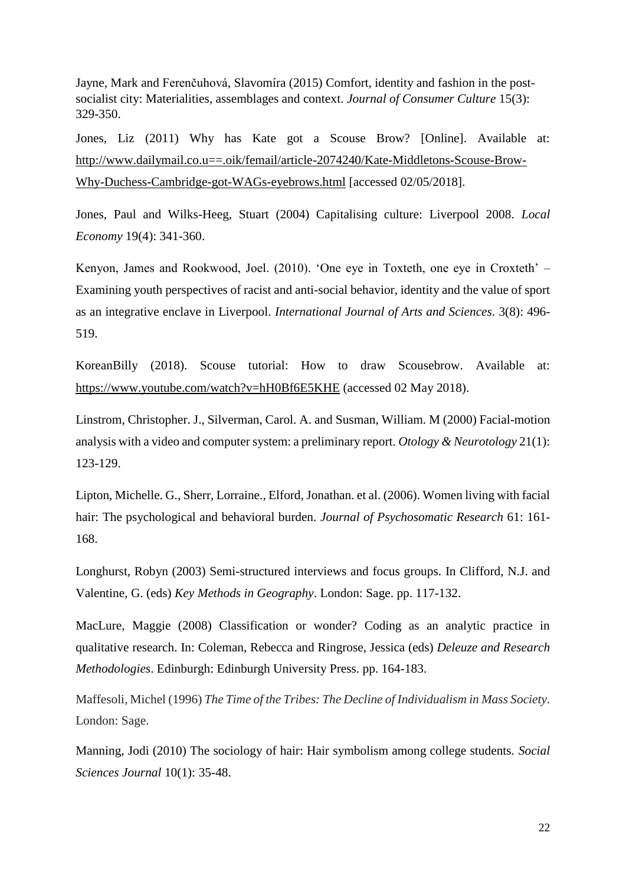Jayne, Mark and Ferenčuhová, Slavomíra (2015) Comfort, identity and fashion in the post-socialist city: Materialities, assemblages and context. *Journal of Consumer Culture* 15(3): 329-350.

Jones, Liz (2011) Why has Kate got a Scouse Brow? [Online]. Available at: http://www.dailymail.co.u==.oik/femail/article-2074240/Kate-Middletons-Scouse-Brow-Why-Duchess-Cambridge-got-WAGs-eyebrows.html [accessed 02/05/2018].

Jones, Paul and Wilks-Heeg, Stuart (2004) Capitalising culture: Liverpool 2008. *Local Economy* 19(4): 341-360.

Kenyon, James and Rookwood, Joel. (2010). 'One eye in Toxteth, one eye in Croxteth' – Examining youth perspectives of racist and anti-social behavior, identity and the value of sport as an integrative enclave in Liverpool. *International Journal of Arts and Sciences*. 3(8): 496-519.

KoreanBilly (2018). Scouse tutorial: How to draw Scousebrow. Available at: https://www.youtube.com/watch?v=hH0Bf6E5KHE (accessed 02 May 2018).

Linstrom, Christopher. J., Silverman, Carol. A. and Susman, William. M (2000) Facial-motion analysis with a video and computer system: a preliminary report. *Otology & Neurotology* 21(1): 123-129.

Lipton, Michelle. G., Sherr, Lorraine., Elford, Jonathan. et al. (2006). Women living with facial hair: The psychological and behavioral burden. *Journal of Psychosomatic Research* 61: 161-168.

Longhurst, Robyn (2003) Semi-structured interviews and focus groups. In Clifford, N.J. and Valentine, G. (eds) *Key Methods in Geography*. London: Sage. pp. 117-132.

MacLure, Maggie (2008) Classification or wonder? Coding as an analytic practice in qualitative research. In: Coleman, Rebecca and Ringrose, Jessica (eds) *Deleuze and Research Methodologies*. Edinburgh: Edinburgh University Press. pp. 164-183.

Maffesoli, Michel (1996) *The Time of the Tribes: The Decline of Individualism in Mass Society*. London: Sage.

Manning, Jodi (2010) The sociology of hair: Hair symbolism among college students. *Social Sciences Journal* 10(1): 35-48.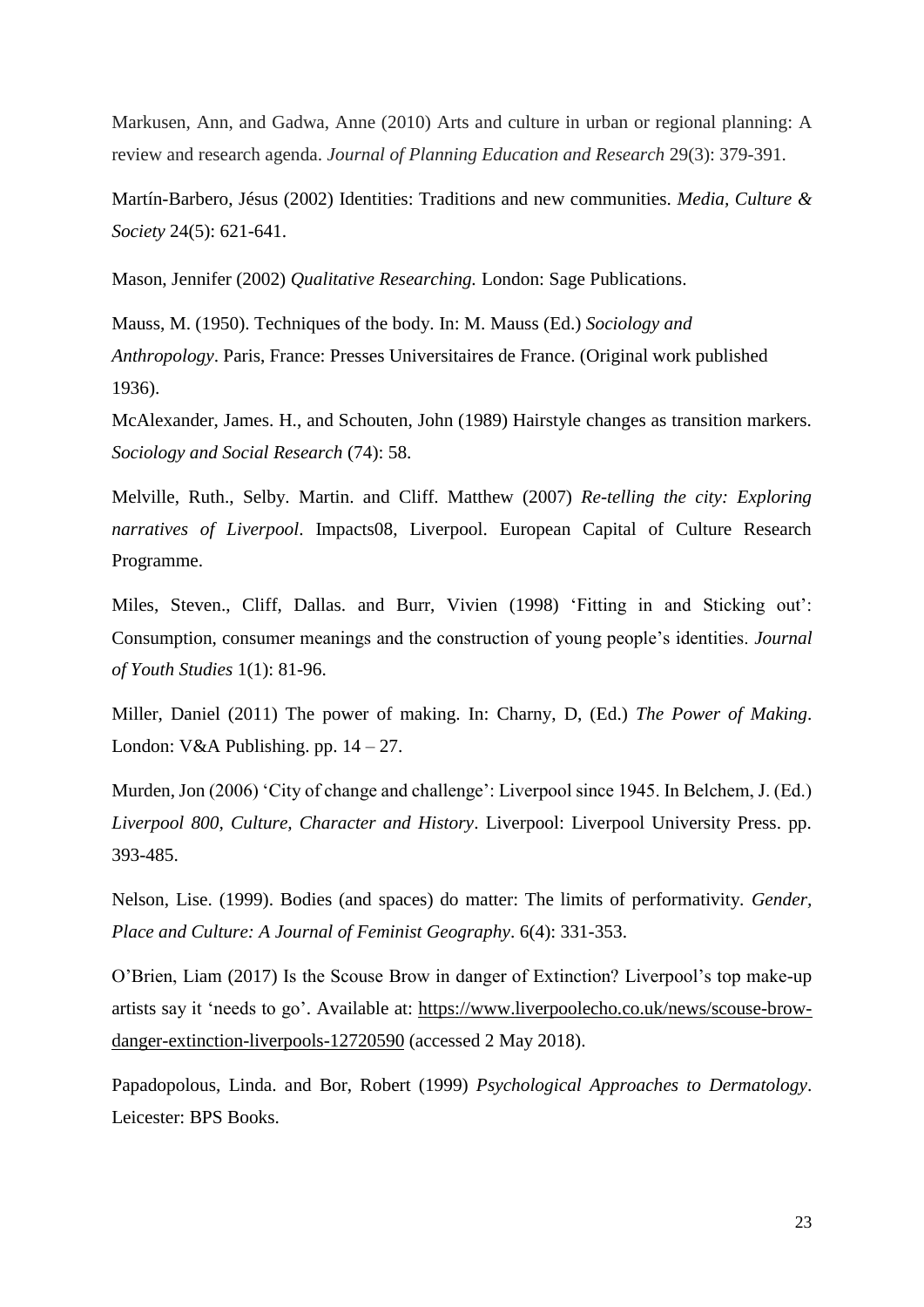Markusen, Ann, and Gadwa, Anne (2010) Arts and culture in urban or regional planning: A review and research agenda. *Journal of Planning Education and Research* 29(3): 379-391.

Martín-Barbero, Jésus (2002) Identities: Traditions and new communities. *Media, Culture & Society* 24(5): 621-641.

Mason, Jennifer (2002) *Qualitative Researching.* London: Sage Publications.

Mauss, M. (1950). Techniques of the body. In: M. Mauss (Ed.) *Sociology and Anthropology*. Paris, France: Presses Universitaires de France. (Original work published 1936).

McAlexander, James. H., and Schouten, John (1989) Hairstyle changes as transition markers. *Sociology and Social Research* (74): 58.

Melville, Ruth., Selby. Martin. and Cliff. Matthew (2007) *Re-telling the city: Exploring narratives of Liverpool*. Impacts08, Liverpool. European Capital of Culture Research Programme.

Miles, Steven., Cliff, Dallas. and Burr, Vivien (1998) 'Fitting in and Sticking out': Consumption, consumer meanings and the construction of young people's identities. *Journal of Youth Studies* 1(1): 81-96.

Miller, Daniel (2011) The power of making. In: Charny, D, (Ed.) *The Power of Making*. London: V&A Publishing. pp. 14 – 27.

Murden, Jon (2006) 'City of change and challenge': Liverpool since 1945. In Belchem, J. (Ed.) *Liverpool 800, Culture, Character and History*. Liverpool: Liverpool University Press. pp. 393-485.

Nelson, Lise. (1999). Bodies (and spaces) do matter: The limits of performativity. *Gender, Place and Culture: A Journal of Feminist Geography*. 6(4): 331-353.

O'Brien, Liam (2017) Is the Scouse Brow in danger of Extinction? Liverpool's top make-up artists say it 'needs to go'. Available at: https://www.liverpoolecho.co.uk/news/scouse-brow-danger-extinction-liverpools-12720590 (accessed 2 May 2018).

Papadopolous, Linda. and Bor, Robert (1999) *Psychological Approaches to Dermatology*. Leicester: BPS Books.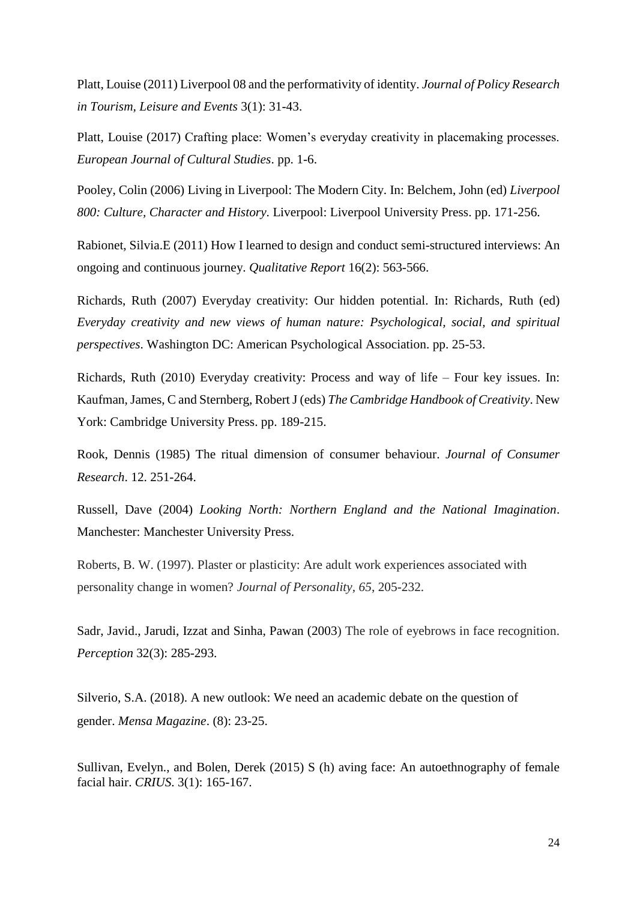Platt, Louise (2011) Liverpool 08 and the performativity of identity. *Journal of Policy Research in Tourism, Leisure and Events* 3(1): 31-43.

Platt, Louise (2017) Crafting place: Women's everyday creativity in placemaking processes. *European Journal of Cultural Studies*. pp. 1-6.

Pooley, Colin (2006) Living in Liverpool: The Modern City. In: Belchem, John (ed) *Liverpool 800: Culture, Character and History*. Liverpool: Liverpool University Press. pp. 171-256.

Rabionet, Silvia.E (2011) How I learned to design and conduct semi-structured interviews: An ongoing and continuous journey. *Qualitative Report* 16(2): 563-566.

Richards, Ruth (2007) Everyday creativity: Our hidden potential. In: Richards, Ruth (ed) *Everyday creativity and new views of human nature: Psychological, social, and spiritual perspectives*. Washington DC: American Psychological Association. pp. 25-53.

Richards, Ruth (2010) Everyday creativity: Process and way of life – Four key issues. In: Kaufman, James, C and Sternberg, Robert J (eds) *The Cambridge Handbook of Creativity*. New York: Cambridge University Press. pp. 189-215.

Rook, Dennis (1985) The ritual dimension of consumer behaviour. *Journal of Consumer Research*. 12. 251-264.

Russell, Dave (2004) *Looking North: Northern England and the National Imagination*. Manchester: Manchester University Press.

Roberts, B. W. (1997). Plaster or plasticity: Are adult work experiences associated with personality change in women? *Journal of Personality*, *65*, 205-232.

Sadr, Javid., Jarudi, Izzat and Sinha, Pawan (2003) The role of eyebrows in face recognition. *Perception* 32(3): 285-293.

Silverio, S.A. (2018). A new outlook: We need an academic debate on the question of gender. *Mensa Magazine*. (8): 23-25.

Sullivan, Evelyn., and Bolen, Derek (2015) S (h) aving face: An autoethnography of female facial hair. *CRIUS*. 3(1): 165-167.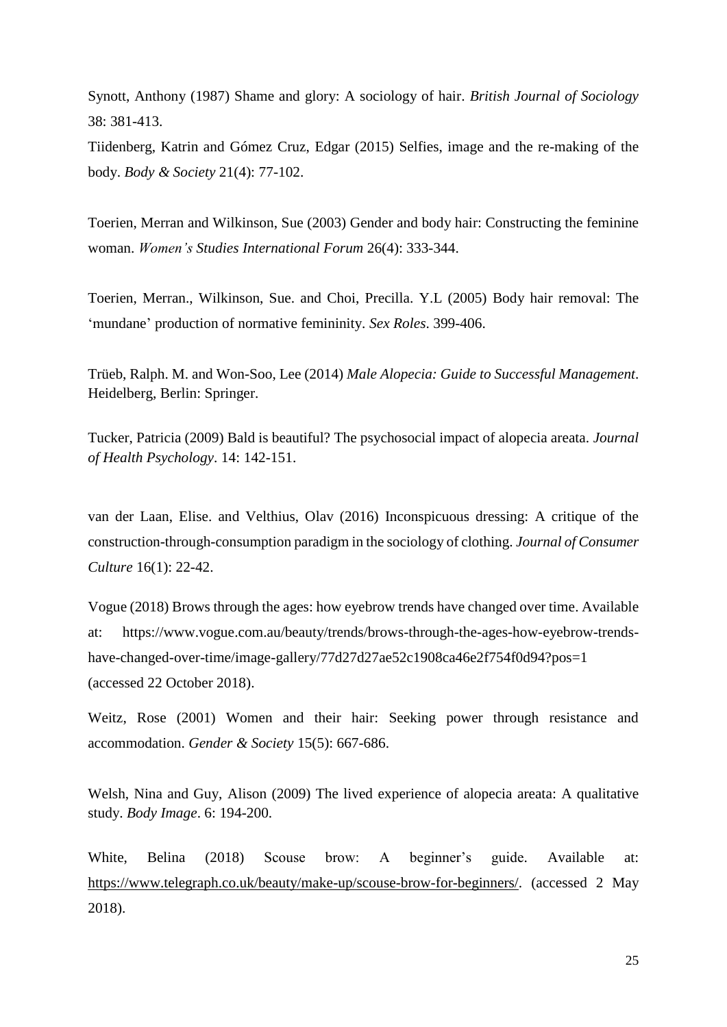Synott, Anthony (1987) Shame and glory: A sociology of hair. *British Journal of Sociology* 38: 381-413.

Tiidenberg, Katrin and Gómez Cruz, Edgar (2015) Selfies, image and the re-making of the body. *Body & Society* 21(4): 77-102.

Toerien, Merran and Wilkinson, Sue (2003) Gender and body hair: Constructing the feminine woman. *Women's Studies International Forum* 26(4): 333-344.

Toerien, Merran., Wilkinson, Sue. and Choi, Precilla. Y.L (2005) Body hair removal: The 'mundane' production of normative femininity. *Sex Roles*. 399-406.

Trüeb, Ralph. M. and Won-Soo, Lee (2014) *Male Alopecia: Guide to Successful Management*. Heidelberg, Berlin: Springer.

Tucker, Patricia (2009) Bald is beautiful? The psychosocial impact of alopecia areata. *Journal of Health Psychology*. 14: 142-151.

van der Laan, Elise. and Velthius, Olav (2016) Inconspicuous dressing: A critique of the construction-through-consumption paradigm in the sociology of clothing. *Journal of Consumer Culture* 16(1): 22-42.

Vogue (2018) Brows through the ages: how eyebrow trends have changed over time. Available at: https://www.vogue.com.au/beauty/trends/brows-through-the-ages-how-eyebrow-trends-have-changed-over-time/image-gallery/77d27d27ae52c1908ca46e2f754f0d94?pos=1 (accessed 22 October 2018).

Weitz, Rose (2001) Women and their hair: Seeking power through resistance and accommodation. *Gender & Society* 15(5): 667-686.

Welsh, Nina and Guy, Alison (2009) The lived experience of alopecia areata: A qualitative study. *Body Image*. 6: 194-200.

White, Belina (2018) Scouse brow: A beginner's guide. Available at: https://www.telegraph.co.uk/beauty/make-up/scouse-brow-for-beginners/. (accessed 2 May 2018).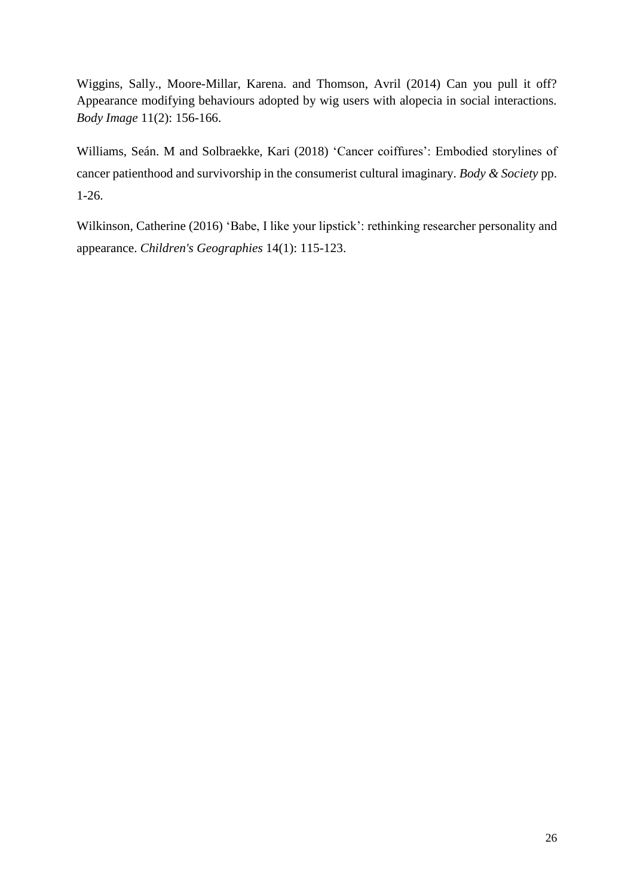Wiggins, Sally., Moore-Millar, Karena. and Thomson, Avril (2014) Can you pull it off? Appearance modifying behaviours adopted by wig users with alopecia in social interactions. *Body Image* 11(2): 156-166.

Williams, Seán. M and Solbraekke, Kari (2018) 'Cancer coiffures': Embodied storylines of cancer patienthood and survivorship in the consumerist cultural imaginary. *Body & Society* pp. 1-26.

Wilkinson, Catherine (2016) 'Babe, I like your lipstick': rethinking researcher personality and appearance. *Children's Geographies* 14(1): 115-123.